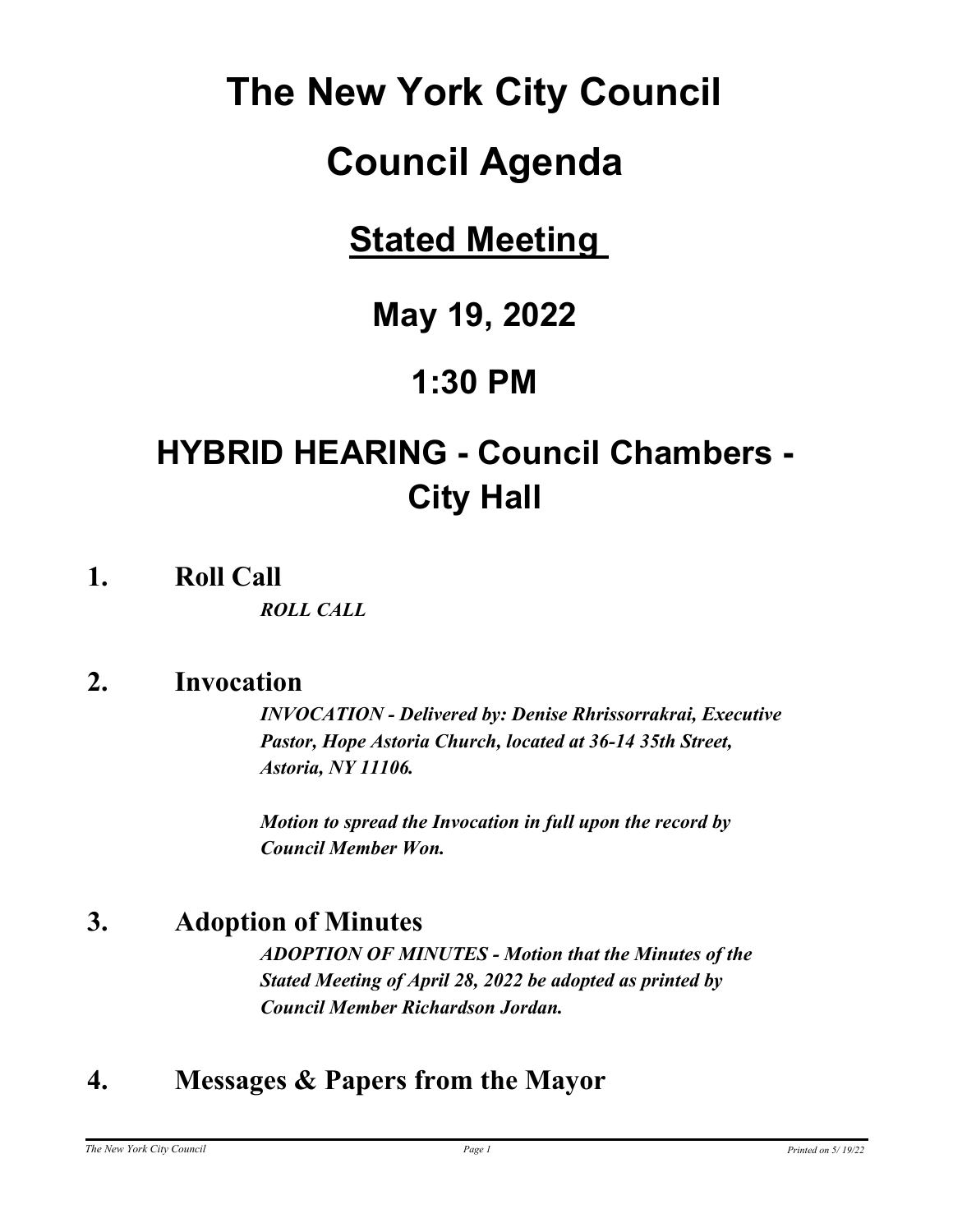# The New York City Council

# Council Agenda

## Stated Meeting

## May 19, 2022

## 1:30 PM

## HYBRID HEARING - Council Chambers - City Hall

### 1. Roll Call

***ROLL CALL***

### 2. Invocation

***INVOCATION - Delivered by: Denise Rhrissorrakrai, Executive Pastor, Hope Astoria Church, located at 36-14 35th Street, Astoria, NY 11106.***

***Motion to spread the Invocation in full upon the record by Council Member Won.***

### 3. Adoption of Minutes

***ADOPTION OF MINUTES - Motion that the Minutes of the Stated Meeting of April 28, 2022 be adopted as printed by Council Member Richardson Jordan.***

### 4. Messages & Papers from the Mayor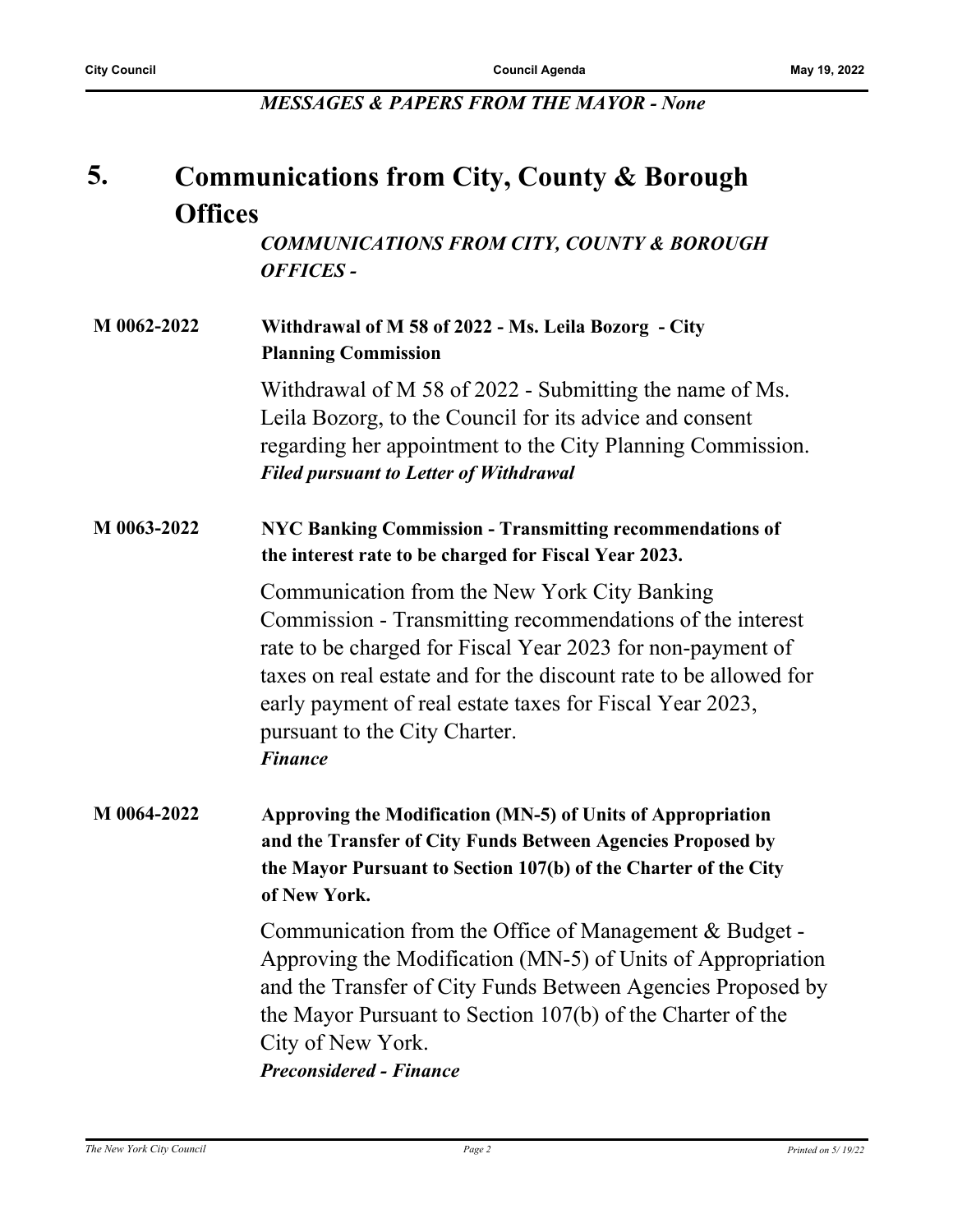*MESSAGES & PAPERS FROM THE MAYOR - None*

## 5. Communications from City, County & Borough Offices

*COMMUNICATIONS FROM CITY, COUNTY & BOROUGH OFFICES -*

**M 0062-2022** **Withdrawal of M 58 of 2022 - Ms. Leila Bozorg - City Planning Commission**

Withdrawal of M 58 of 2022 - Submitting the name of Ms. Leila Bozorg, to the Council for its advice and consent regarding her appointment to the City Planning Commission.
***Filed pursuant to Letter of Withdrawal***

**M 0063-2022** **NYC Banking Commission - Transmitting recommendations of the interest rate to be charged for Fiscal Year 2023.**

Communication from the New York City Banking Commission - Transmitting recommendations of the interest rate to be charged for Fiscal Year 2023 for non-payment of taxes on real estate and for the discount rate to be allowed for early payment of real estate taxes for Fiscal Year 2023, pursuant to the City Charter.
***Finance***

**M 0064-2022** **Approving the Modification (MN-5) of Units of Appropriation and the Transfer of City Funds Between Agencies Proposed by the Mayor Pursuant to Section 107(b) of the Charter of the City of New York.**

Communication from the Office of Management & Budget - Approving the Modification (MN-5) of Units of Appropriation and the Transfer of City Funds Between Agencies Proposed by the Mayor Pursuant to Section 107(b) of the Charter of the City of New York.
***Preconsidered - Finance***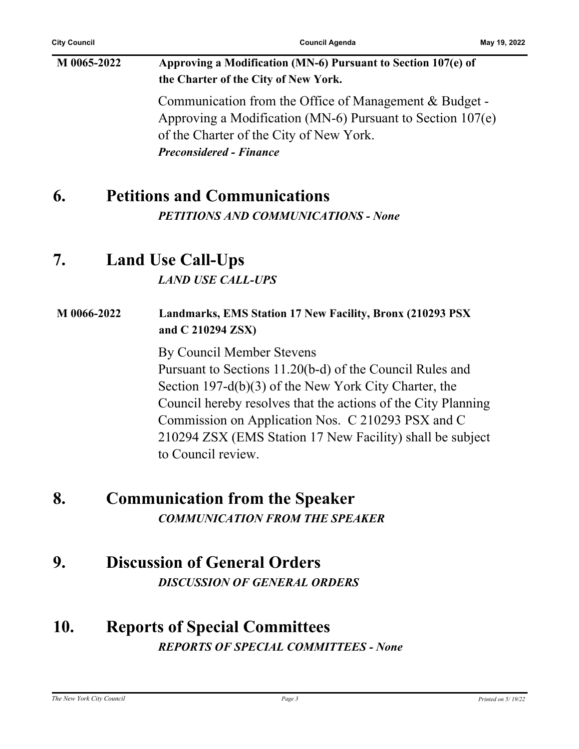**M 0065-2022** **Approving a Modification (MN-6) Pursuant to Section 107(e) of the Charter of the City of New York.**

Communication from the Office of Management & Budget - Approving a Modification (MN-6) Pursuant to Section 107(e) of the Charter of the City of New York.

***Preconsidered - Finance***

## 6. Petitions and Communications

***PETITIONS AND COMMUNICATIONS - None***

## 7. Land Use Call-Ups

***LAND USE CALL-UPS***

**M 0066-2022** **Landmarks, EMS Station 17 New Facility, Bronx (210293 PSX and C 210294 ZSX)**

By Council Member Stevens

Pursuant to Sections 11.20(b-d) of the Council Rules and Section 197-d(b)(3) of the New York City Charter, the Council hereby resolves that the actions of the City Planning Commission on Application Nos. C 210293 PSX and C 210294 ZSX (EMS Station 17 New Facility) shall be subject to Council review.

## 8. Communication from the Speaker

***COMMUNICATION FROM THE SPEAKER***

## 9. Discussion of General Orders

***DISCUSSION OF GENERAL ORDERS***

## 10. Reports of Special Committees

***REPORTS OF SPECIAL COMMITTEES - None***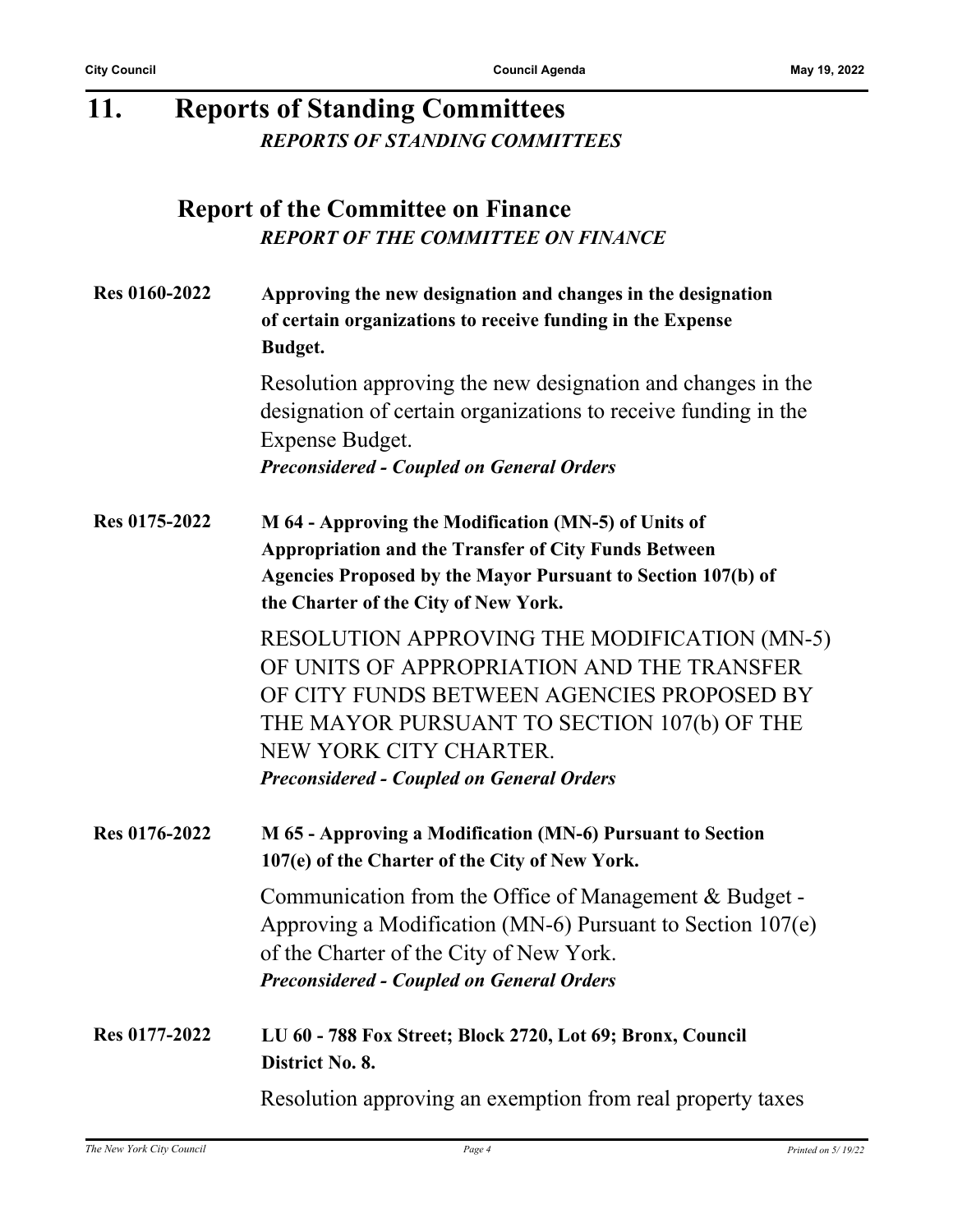# 11. Reports of Standing Committees

*REPORTS OF STANDING COMMITTEES*

## Report of the Committee on Finance

*REPORT OF THE COMMITTEE ON FINANCE*

**Res 0160-2022** **Approving the new designation and changes in the designation of certain organizations to receive funding in the Expense Budget.**

Resolution approving the new designation and changes in the designation of certain organizations to receive funding in the Expense Budget.

***Preconsidered - Coupled on General Orders***

**Res 0175-2022** **M 64 - Approving the Modification (MN-5) of Units of Appropriation and the Transfer of City Funds Between Agencies Proposed by the Mayor Pursuant to Section 107(b) of the Charter of the City of New York.**

RESOLUTION APPROVING THE MODIFICATION (MN-5) OF UNITS OF APPROPRIATION AND THE TRANSFER OF CITY FUNDS BETWEEN AGENCIES PROPOSED BY THE MAYOR PURSUANT TO SECTION 107(b) OF THE NEW YORK CITY CHARTER.

***Preconsidered - Coupled on General Orders***

**Res 0176-2022** **M 65 - Approving a Modification (MN-6) Pursuant to Section 107(e) of the Charter of the City of New York.**

Communication from the Office of Management & Budget - Approving a Modification (MN-6) Pursuant to Section 107(e) of the Charter of the City of New York.

***Preconsidered - Coupled on General Orders***

**Res 0177-2022** **LU 60 - 788 Fox Street; Block 2720, Lot 69; Bronx, Council District No. 8.**

Resolution approving an exemption from real property taxes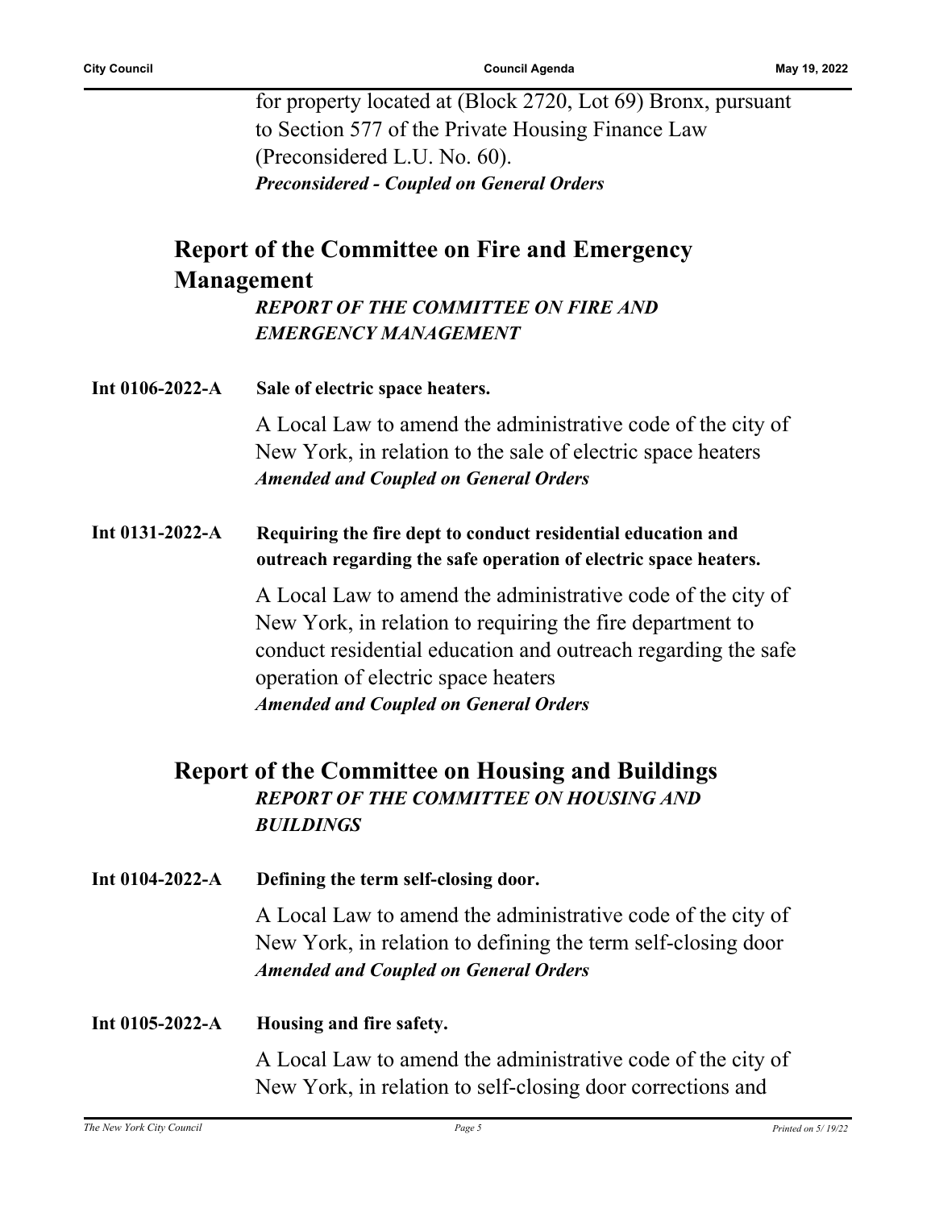for property located at (Block 2720, Lot 69) Bronx, pursuant to Section 577 of the Private Housing Finance Law (Preconsidered L.U. No. 60).
***Preconsidered - Coupled on General Orders***

## Report of the Committee on Fire and Emergency Management

***REPORT OF THE COMMITTEE ON FIRE AND EMERGENCY MANAGEMENT***

**Int 0106-2022-A** **Sale of electric space heaters.**

A Local Law to amend the administrative code of the city of New York, in relation to the sale of electric space heaters
***Amended and Coupled on General Orders***

**Int 0131-2022-A** **Requiring the fire dept to conduct residential education and outreach regarding the safe operation of electric space heaters.**

A Local Law to amend the administrative code of the city of New York, in relation to requiring the fire department to conduct residential education and outreach regarding the safe operation of electric space heaters
***Amended and Coupled on General Orders***

## Report of the Committee on Housing and Buildings

***REPORT OF THE COMMITTEE ON HOUSING AND BUILDINGS***

**Int 0104-2022-A** **Defining the term self-closing door.**

A Local Law to amend the administrative code of the city of New York, in relation to defining the term self-closing door
***Amended and Coupled on General Orders***

**Int 0105-2022-A** **Housing and fire safety.**

A Local Law to amend the administrative code of the city of New York, in relation to self-closing door corrections and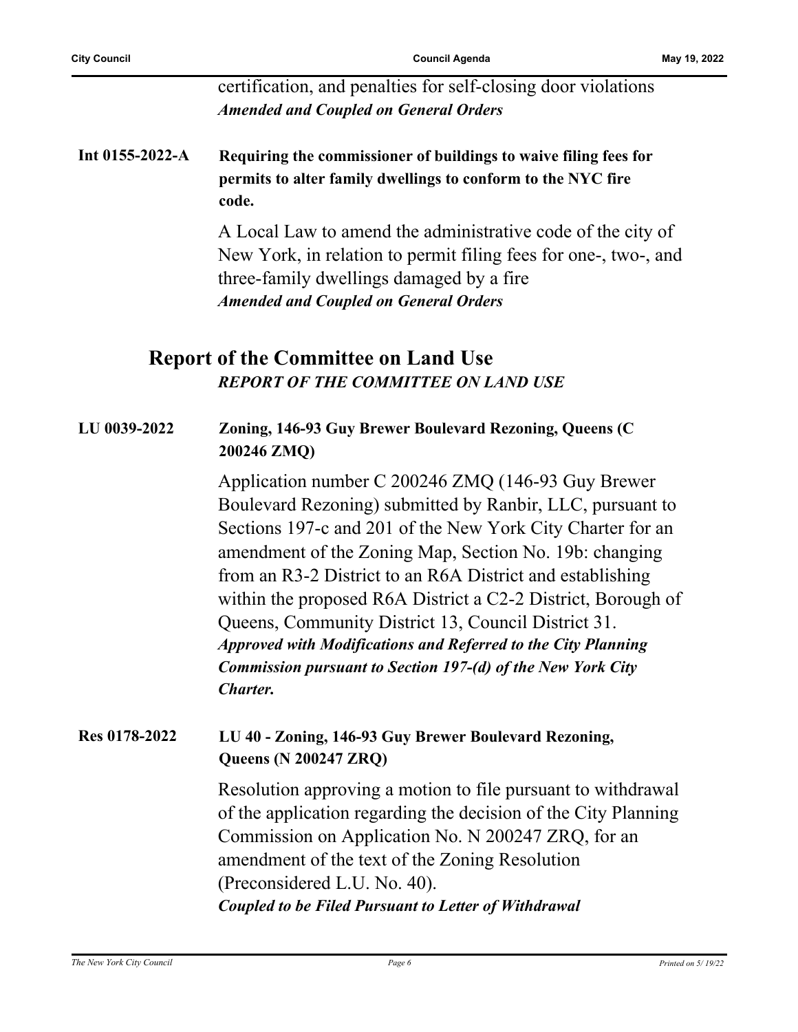certification, and penalties for self-closing door violations

***Amended and Coupled on General Orders***

**Int 0155-2022-A** **Requiring the commissioner of buildings to waive filing fees for permits to alter family dwellings to conform to the NYC fire code.**

A Local Law to amend the administrative code of the city of New York, in relation to permit filing fees for one-, two-, and three-family dwellings damaged by a fire

***Amended and Coupled on General Orders***

## Report of the Committee on Land Use

***REPORT OF THE COMMITTEE ON LAND USE***

**LU 0039-2022** **Zoning, 146-93 Guy Brewer Boulevard Rezoning, Queens (C 200246 ZMQ)**

Application number C 200246 ZMQ (146-93 Guy Brewer Boulevard Rezoning) submitted by Ranbir, LLC, pursuant to Sections 197-c and 201 of the New York City Charter for an amendment of the Zoning Map, Section No. 19b: changing from an R3-2 District to an R6A District and establishing within the proposed R6A District a C2-2 District, Borough of Queens, Community District 13, Council District 31.

***Approved with Modifications and Referred to the City Planning Commission pursuant to Section 197-(d) of the New York City Charter.***

**Res 0178-2022** **LU 40 - Zoning, 146-93 Guy Brewer Boulevard Rezoning, Queens (N 200247 ZRQ)**

Resolution approving a motion to file pursuant to withdrawal of the application regarding the decision of the City Planning Commission on Application No. N 200247 ZRQ, for an amendment of the text of the Zoning Resolution (Preconsidered L.U. No. 40).

***Coupled to be Filed Pursuant to Letter of Withdrawal***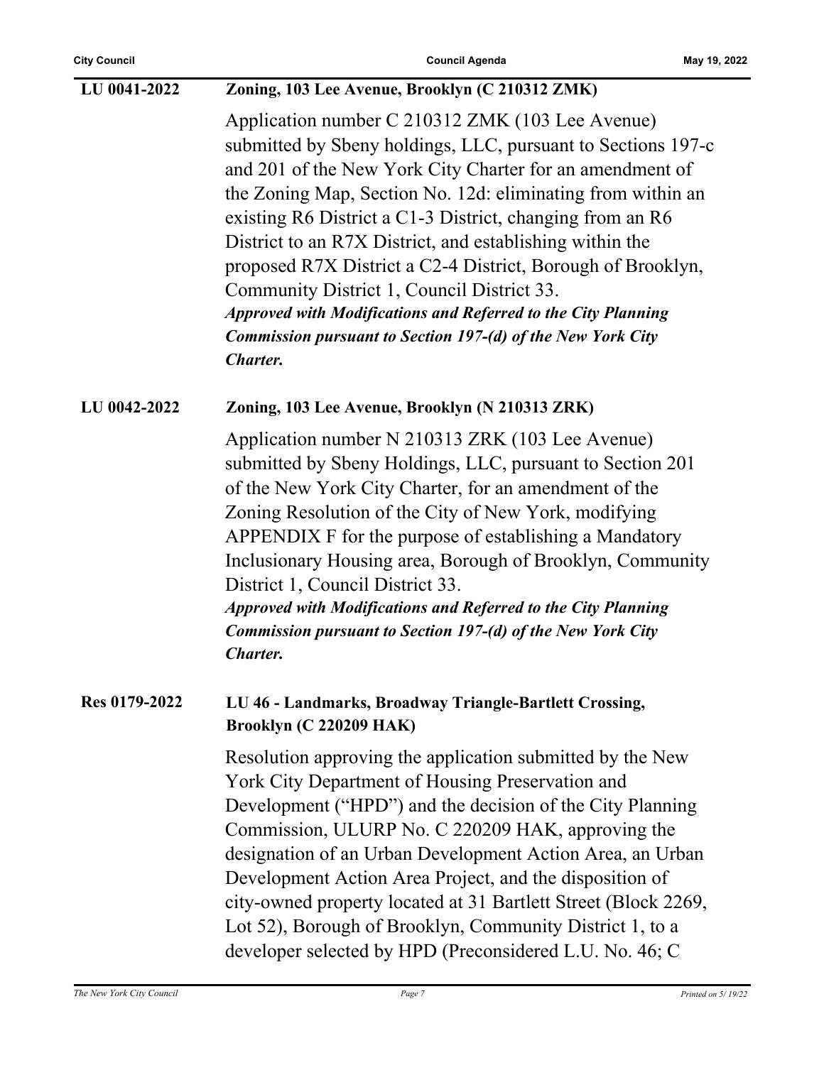**LU 0041-2022** **Zoning, 103 Lee Avenue, Brooklyn (C 210312 ZMK)**

Application number C 210312 ZMK (103 Lee Avenue) submitted by Sbeny holdings, LLC, pursuant to Sections 197-c and 201 of the New York City Charter for an amendment of the Zoning Map, Section No. 12d: eliminating from within an existing R6 District a C1-3 District, changing from an R6 District to an R7X District, and establishing within the proposed R7X District a C2-4 District, Borough of Brooklyn, Community District 1, Council District 33.

***Approved with Modifications and Referred to the City Planning Commission pursuant to Section 197-(d) of the New York City Charter.***

**LU 0042-2022** **Zoning, 103 Lee Avenue, Brooklyn (N 210313 ZRK)**

Application number N 210313 ZRK (103 Lee Avenue) submitted by Sbeny Holdings, LLC, pursuant to Section 201 of the New York City Charter, for an amendment of the Zoning Resolution of the City of New York, modifying APPENDIX F for the purpose of establishing a Mandatory Inclusionary Housing area, Borough of Brooklyn, Community District 1, Council District 33.

***Approved with Modifications and Referred to the City Planning Commission pursuant to Section 197-(d) of the New York City Charter.***

**Res 0179-2022** **LU 46 - Landmarks, Broadway Triangle-Bartlett Crossing, Brooklyn (C 220209 HAK)**

Resolution approving the application submitted by the New York City Department of Housing Preservation and Development ("HPD") and the decision of the City Planning Commission, ULURP No. C 220209 HAK, approving the designation of an Urban Development Action Area, an Urban Development Action Area Project, and the disposition of city-owned property located at 31 Bartlett Street (Block 2269, Lot 52), Borough of Brooklyn, Community District 1, to a developer selected by HPD (Preconsidered L.U. No. 46; C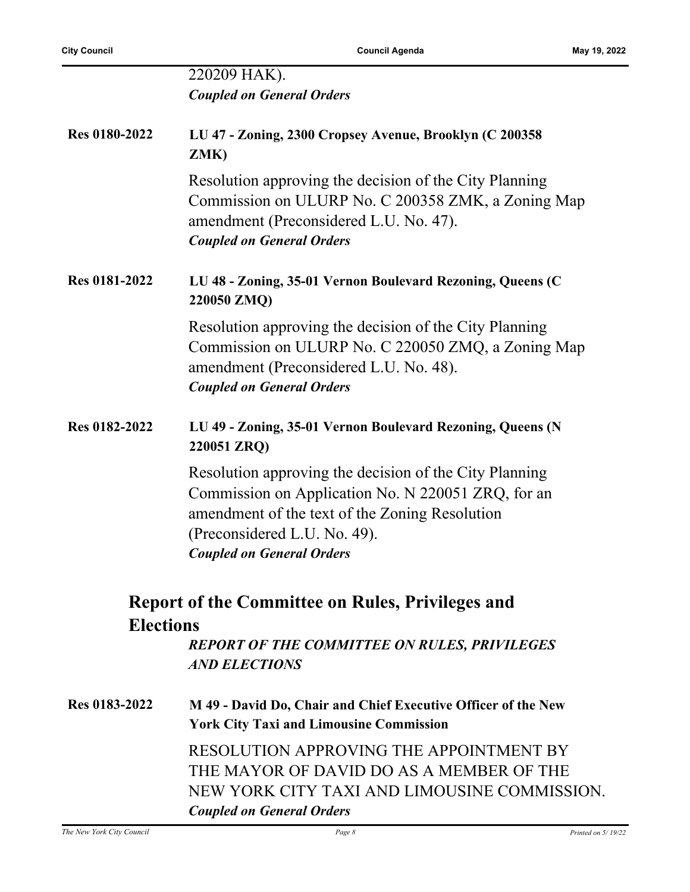220209 HAK).
***Coupled on General Orders***

**Res 0180-2022** **LU 47 - Zoning, 2300 Cropsey Avenue, Brooklyn (C 200358 ZMK)**

Resolution approving the decision of the City Planning Commission on ULURP No. C 200358 ZMK, a Zoning Map amendment (Preconsidered L.U. No. 47).
***Coupled on General Orders***

**Res 0181-2022** **LU 48 - Zoning, 35-01 Vernon Boulevard Rezoning, Queens (C 220050 ZMQ)**

Resolution approving the decision of the City Planning Commission on ULURP No. C 220050 ZMQ, a Zoning Map amendment (Preconsidered L.U. No. 48).
***Coupled on General Orders***

**Res 0182-2022** **LU 49 - Zoning, 35-01 Vernon Boulevard Rezoning, Queens (N 220051 ZRQ)**

Resolution approving the decision of the City Planning Commission on Application No. N 220051 ZRQ, for an amendment of the text of the Zoning Resolution (Preconsidered L.U. No. 49).
***Coupled on General Orders***

## Report of the Committee on Rules, Privileges and Elections

***REPORT OF THE COMMITTEE ON RULES, PRIVILEGES AND ELECTIONS***

**Res 0183-2022** **M 49 - David Do, Chair and Chief Executive Officer of the New York City Taxi and Limousine Commission**

RESOLUTION APPROVING THE APPOINTMENT BY THE MAYOR OF DAVID DO AS A MEMBER OF THE NEW YORK CITY TAXI AND LIMOUSINE COMMISSION.
***Coupled on General Orders***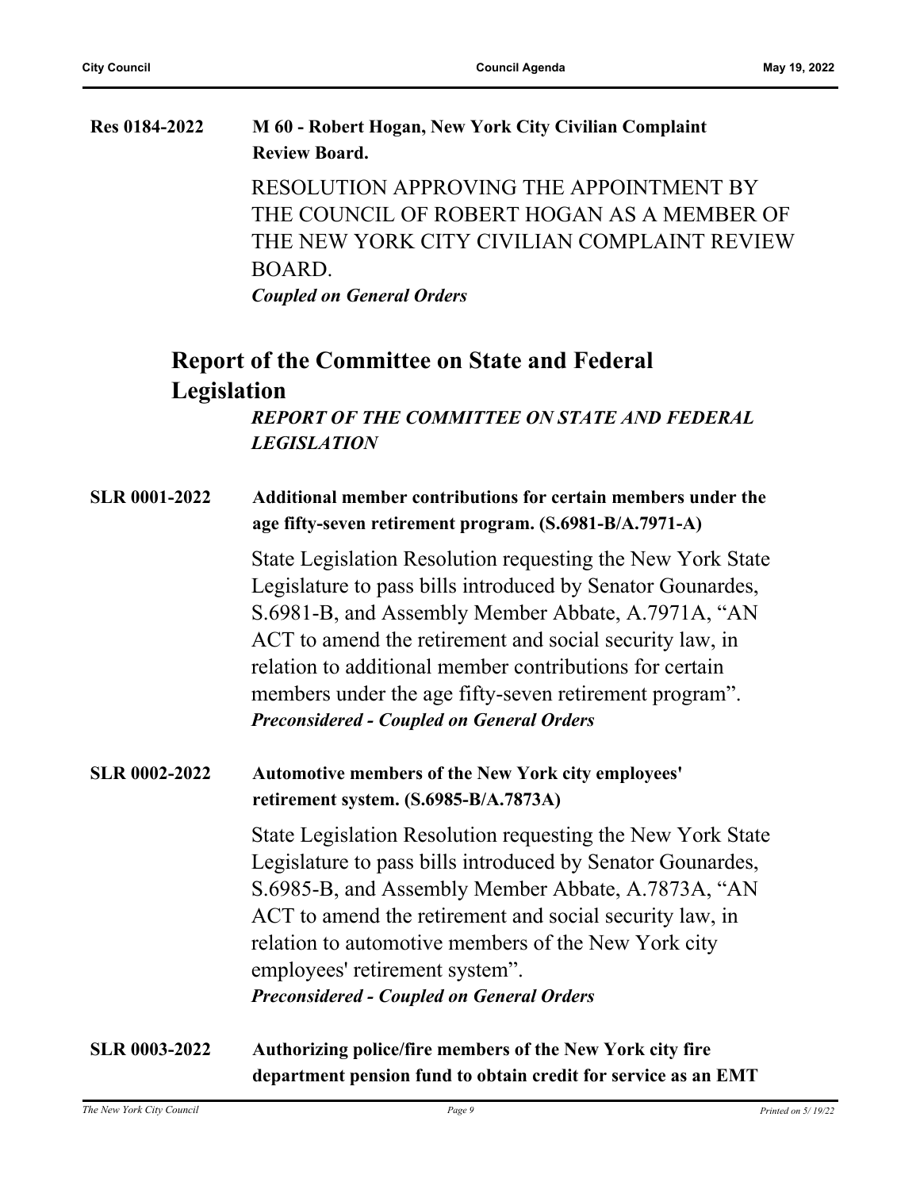**Res 0184-2022** **M 60 - Robert Hogan, New York City Civilian Complaint Review Board.**

RESOLUTION APPROVING THE APPOINTMENT BY THE COUNCIL OF ROBERT HOGAN AS A MEMBER OF THE NEW YORK CITY CIVILIAN COMPLAINT REVIEW BOARD.

***Coupled on General Orders***

## Report of the Committee on State and Federal Legislation

***REPORT OF THE COMMITTEE ON STATE AND FEDERAL LEGISLATION***

**SLR 0001-2022** **Additional member contributions for certain members under the age fifty-seven retirement program. (S.6981-B/A.7971-A)**

State Legislation Resolution requesting the New York State Legislature to pass bills introduced by Senator Gounardes, S.6981-B, and Assembly Member Abbate, A.7971A, "AN ACT to amend the retirement and social security law, in relation to additional member contributions for certain members under the age fifty-seven retirement program".

***Preconsidered - Coupled on General Orders***

**SLR 0002-2022** **Automotive members of the New York city employees' retirement system. (S.6985-B/A.7873A)**

State Legislation Resolution requesting the New York State Legislature to pass bills introduced by Senator Gounardes, S.6985-B, and Assembly Member Abbate, A.7873A, "AN ACT to amend the retirement and social security law, in relation to automotive members of the New York city employees' retirement system".

***Preconsidered - Coupled on General Orders***

**SLR 0003-2022** **Authorizing police/fire members of the New York city fire department pension fund to obtain credit for service as an EMT**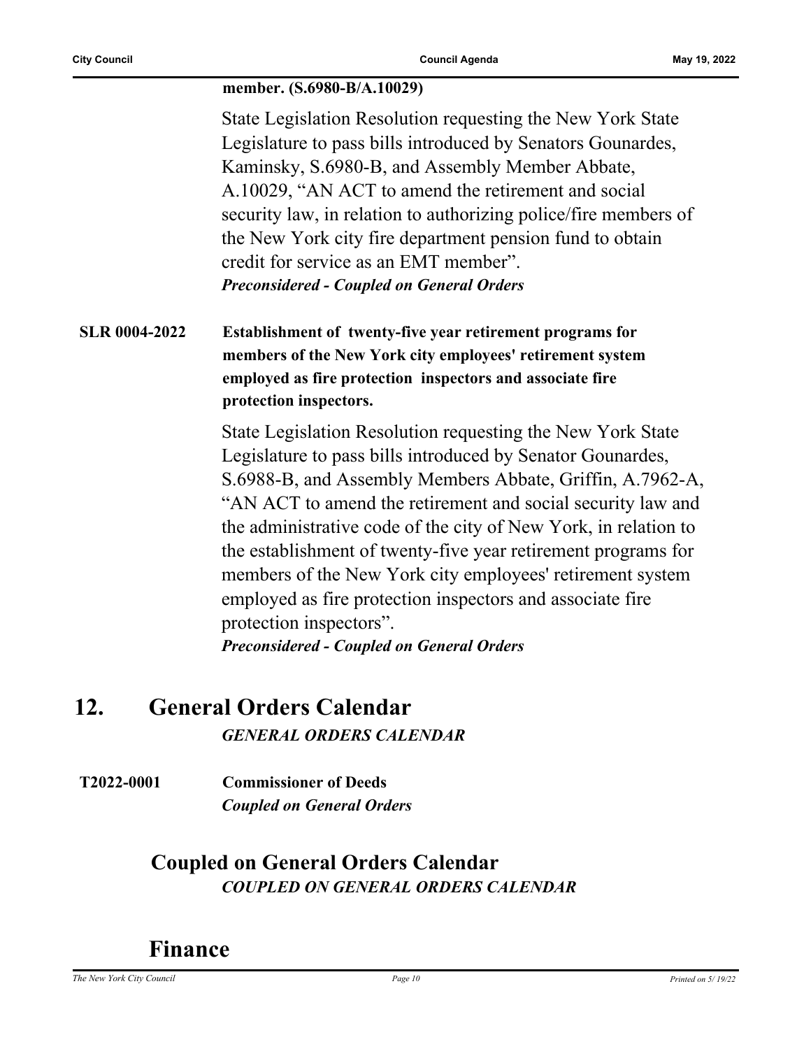**member. (S.6980-B/A.10029)**

State Legislation Resolution requesting the New York State Legislature to pass bills introduced by Senators Gounardes, Kaminsky, S.6980-B, and Assembly Member Abbate, A.10029, "AN ACT to amend the retirement and social security law, in relation to authorizing police/fire members of the New York city fire department pension fund to obtain credit for service as an EMT member".

***Preconsidered - Coupled on General Orders***

**SLR 0004-2022** **Establishment of twenty-five year retirement programs for members of the New York city employees' retirement system employed as fire protection inspectors and associate fire protection inspectors.**

State Legislation Resolution requesting the New York State Legislature to pass bills introduced by Senator Gounardes, S.6988-B, and Assembly Members Abbate, Griffin, A.7962-A, "AN ACT to amend the retirement and social security law and the administrative code of the city of New York, in relation to the establishment of twenty-five year retirement programs for members of the New York city employees' retirement system employed as fire protection inspectors and associate fire protection inspectors".

***Preconsidered - Coupled on General Orders***

# 12. General Orders Calendar

***GENERAL ORDERS CALENDAR***

**T2022-0001** **Commissioner of Deeds**

***Coupled on General Orders***

## Coupled on General Orders Calendar

***COUPLED ON GENERAL ORDERS CALENDAR***

## Finance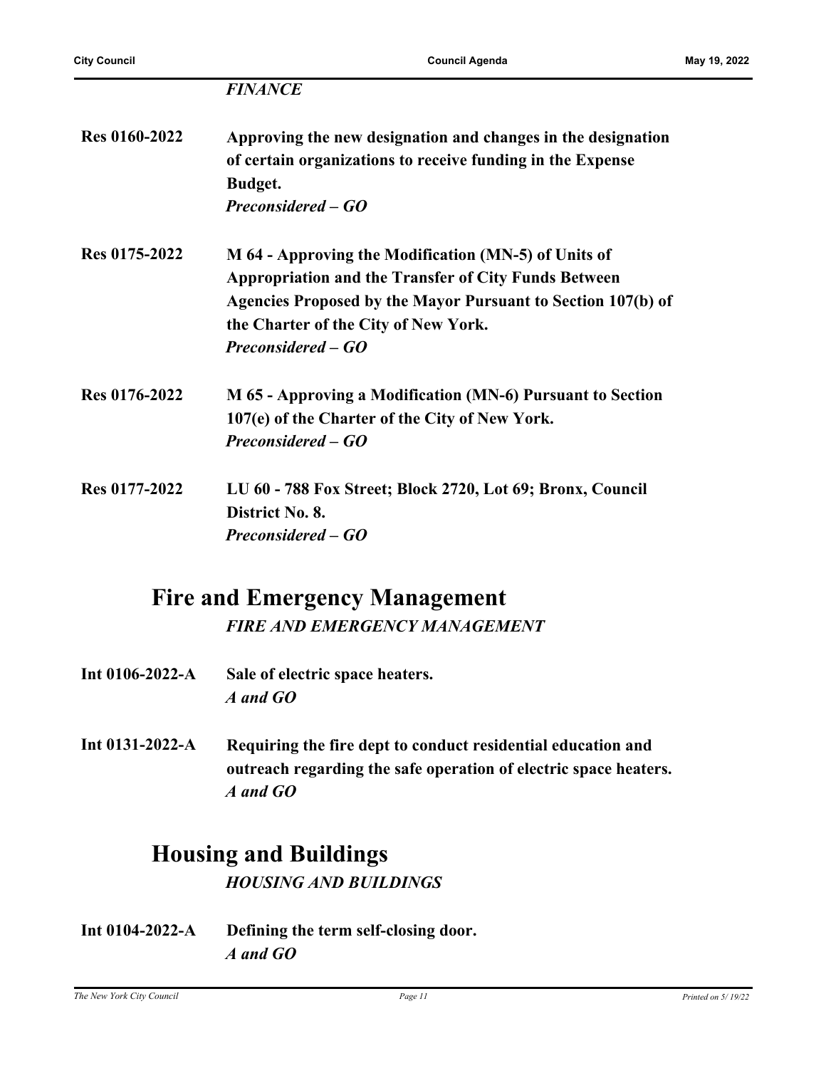***FINANCE***

**Res 0160-2022** **Approving the new designation and changes in the designation of certain organizations to receive funding in the Expense Budget.**
***Preconsidered – GO***

**Res 0175-2022** **M 64 - Approving the Modification (MN-5) of Units of Appropriation and the Transfer of City Funds Between Agencies Proposed by the Mayor Pursuant to Section 107(b) of the Charter of the City of New York.**
***Preconsidered – GO***

**Res 0176-2022** **M 65 - Approving a Modification (MN-6) Pursuant to Section 107(e) of the Charter of the City of New York.**
***Preconsidered – GO***

**Res 0177-2022** **LU 60 - 788 Fox Street; Block 2720, Lot 69; Bronx, Council District No. 8.**
***Preconsidered – GO***

## Fire and Emergency Management

***FIRE AND EMERGENCY MANAGEMENT***

**Int 0106-2022-A** **Sale of electric space heaters.**
***A and GO***

**Int 0131-2022-A** **Requiring the fire dept to conduct residential education and outreach regarding the safe operation of electric space heaters.**
***A and GO***

## Housing and Buildings

***HOUSING AND BUILDINGS***

**Int 0104-2022-A** **Defining the term self-closing door.**
***A and GO***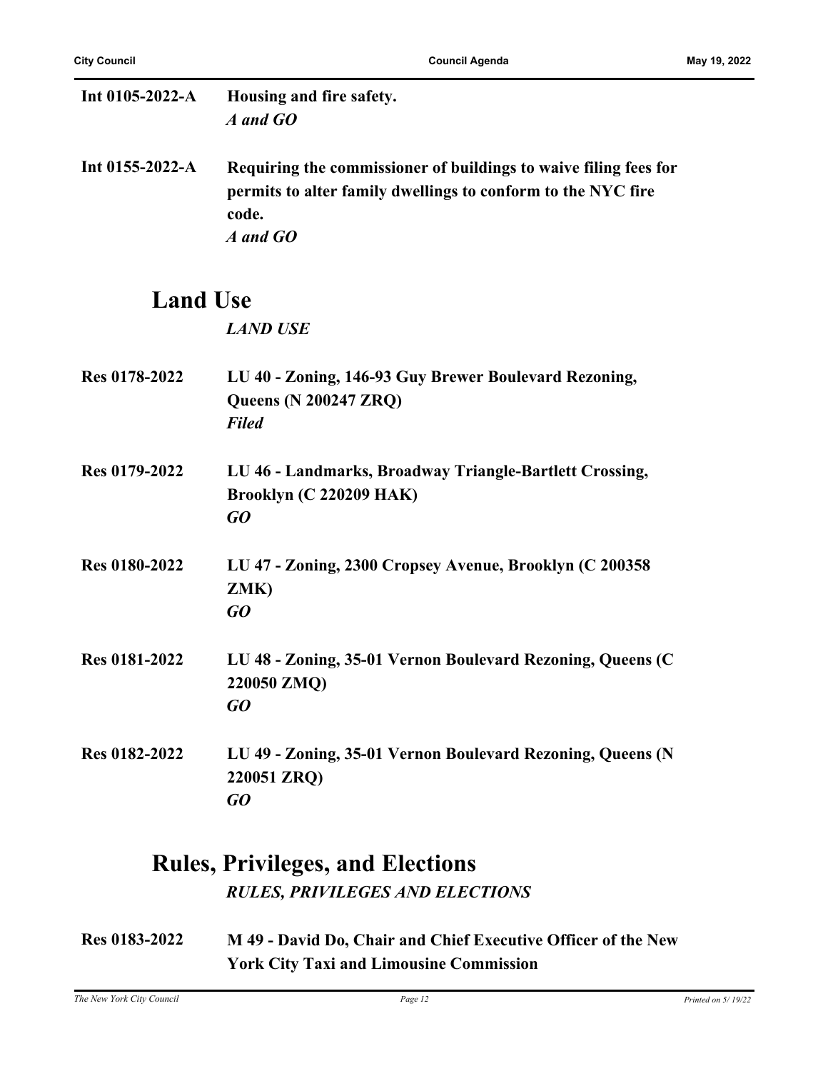**Int 0105-2022-A** **Housing and fire safety.**
*A and GO*

**Int 0155-2022-A** **Requiring the commissioner of buildings to waive filing fees for permits to alter family dwellings to conform to the NYC fire code.**
*A and GO*

## Land Use

*LAND USE*

**Res 0178-2022** **LU 40 - Zoning, 146-93 Guy Brewer Boulevard Rezoning, Queens (N 200247 ZRQ)**
*Filed*

**Res 0179-2022** **LU 46 - Landmarks, Broadway Triangle-Bartlett Crossing, Brooklyn (C 220209 HAK)**
*GO*

**Res 0180-2022** **LU 47 - Zoning, 2300 Cropsey Avenue, Brooklyn (C 200358 ZMK)**
*GO*

**Res 0181-2022** **LU 48 - Zoning, 35-01 Vernon Boulevard Rezoning, Queens (C 220050 ZMQ)**
*GO*

**Res 0182-2022** **LU 49 - Zoning, 35-01 Vernon Boulevard Rezoning, Queens (N 220051 ZRQ)**
*GO*

## Rules, Privileges, and Elections

*RULES, PRIVILEGES AND ELECTIONS*

**Res 0183-2022** **M 49 - David Do, Chair and Chief Executive Officer of the New York City Taxi and Limousine Commission**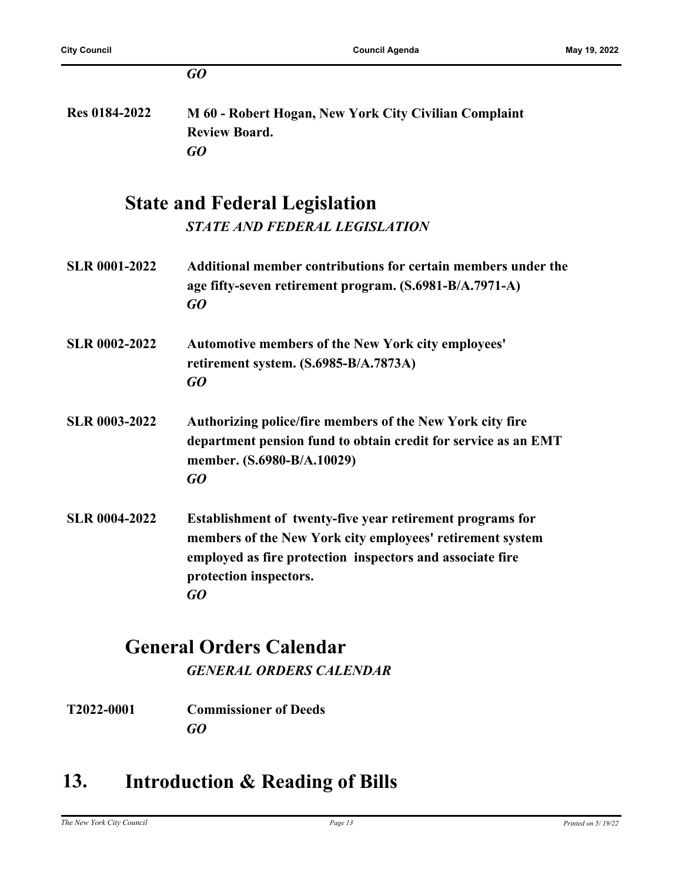*GO*

**Res 0184-2022** **M 60 - Robert Hogan, New York City Civilian Complaint Review Board.**
*GO*

## State and Federal Legislation

*STATE AND FEDERAL LEGISLATION*

**SLR 0001-2022** **Additional member contributions for certain members under the age fifty-seven retirement program. (S.6981-B/A.7971-A)**
*GO*

**SLR 0002-2022** **Automotive members of the New York city employees' retirement system. (S.6985-B/A.7873A)**
*GO*

**SLR 0003-2022** **Authorizing police/fire members of the New York city fire department pension fund to obtain credit for service as an EMT member. (S.6980-B/A.10029)**
*GO*

**SLR 0004-2022** **Establishment of twenty-five year retirement programs for members of the New York city employees' retirement system employed as fire protection inspectors and associate fire protection inspectors.**
*GO*

## General Orders Calendar

*GENERAL ORDERS CALENDAR*

**T2022-0001** **Commissioner of Deeds**
*GO*

# 13. Introduction & Reading of Bills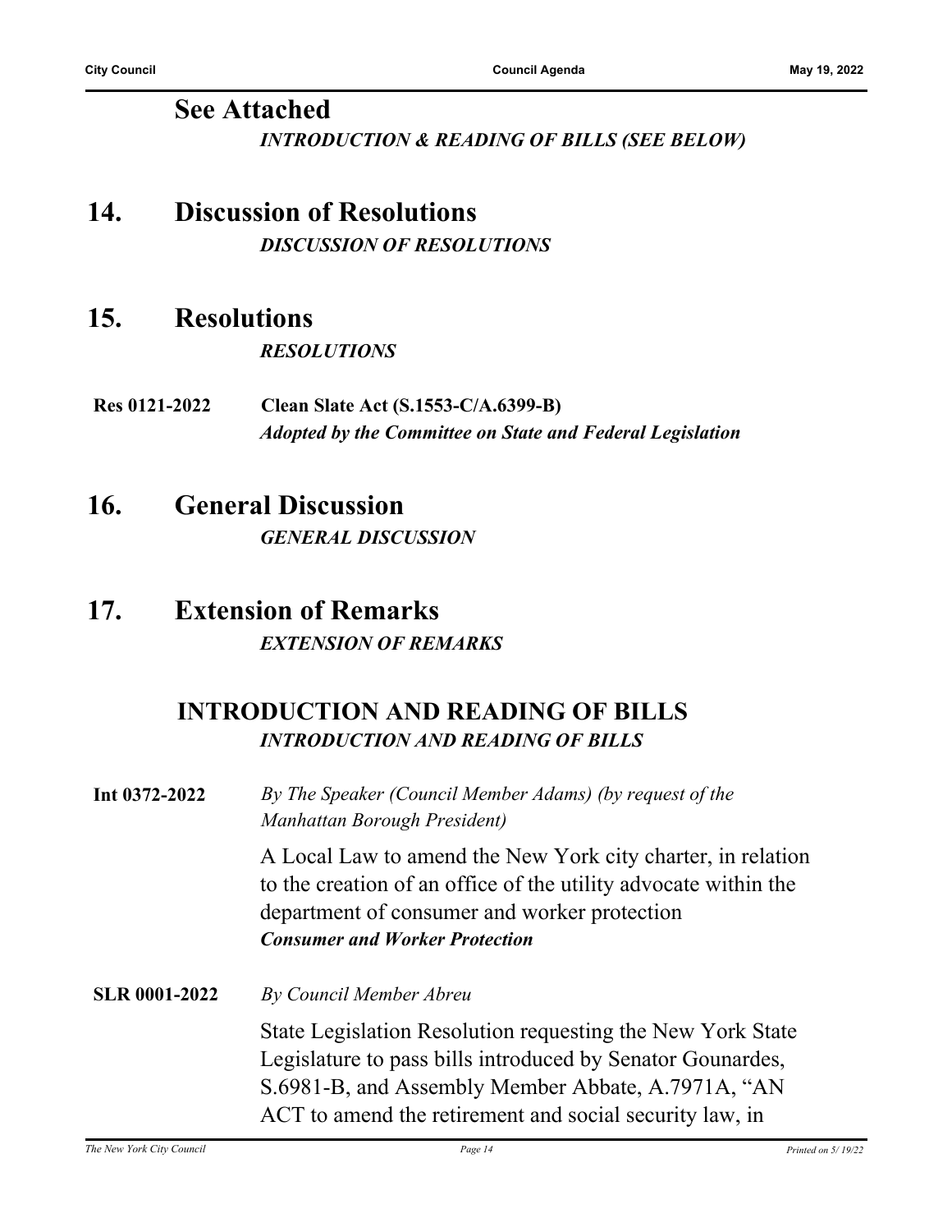## See Attached

*INTRODUCTION & READING OF BILLS (SEE BELOW)*

## 14. Discussion of Resolutions

*DISCUSSION OF RESOLUTIONS*

## 15. Resolutions

*RESOLUTIONS*

**Res 0121-2022** **Clean Slate Act (S.1553-C/A.6399-B)**
***Adopted by the Committee on State and Federal Legislation***

## 16. General Discussion

*GENERAL DISCUSSION*

## 17. Extension of Remarks

*EXTENSION OF REMARKS*

## INTRODUCTION AND READING OF BILLS

*INTRODUCTION AND READING OF BILLS*

**Int 0372-2022** *By The Speaker (Council Member Adams) (by request of the Manhattan Borough President)*

A Local Law to amend the New York city charter, in relation to the creation of an office of the utility advocate within the department of consumer and worker protection
***Consumer and Worker Protection***

**SLR 0001-2022** *By Council Member Abreu*

State Legislation Resolution requesting the New York State Legislature to pass bills introduced by Senator Gounardes, S.6981-B, and Assembly Member Abbate, A.7971A, "AN ACT to amend the retirement and social security law, in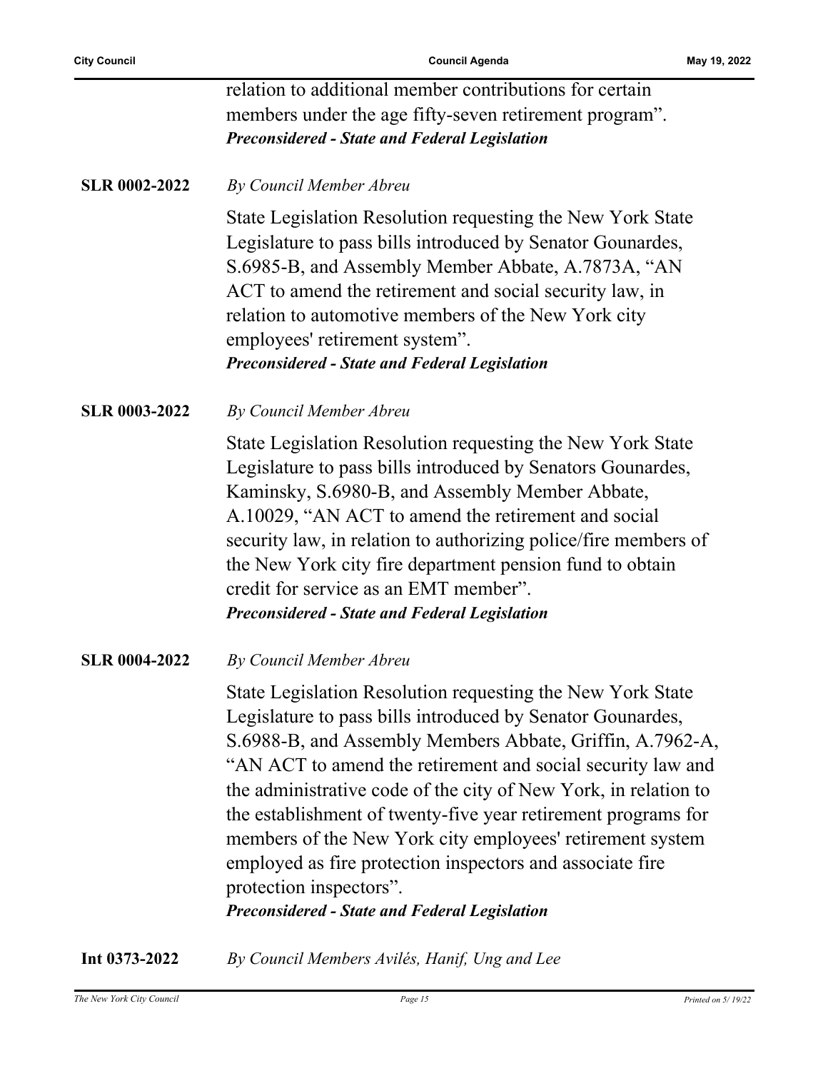relation to additional member contributions for certain members under the age fifty-seven retirement program".
***Preconsidered - State and Federal Legislation***

**SLR 0002-2022** *By Council Member Abreu*

State Legislation Resolution requesting the New York State Legislature to pass bills introduced by Senator Gounardes, S.6985-B, and Assembly Member Abbate, A.7873A, "AN ACT to amend the retirement and social security law, in relation to automotive members of the New York city employees' retirement system".
***Preconsidered - State and Federal Legislation***

**SLR 0003-2022** *By Council Member Abreu*

State Legislation Resolution requesting the New York State Legislature to pass bills introduced by Senators Gounardes, Kaminsky, S.6980-B, and Assembly Member Abbate, A.10029, "AN ACT to amend the retirement and social security law, in relation to authorizing police/fire members of the New York city fire department pension fund to obtain credit for service as an EMT member".
***Preconsidered - State and Federal Legislation***

**SLR 0004-2022** *By Council Member Abreu*

State Legislation Resolution requesting the New York State Legislature to pass bills introduced by Senator Gounardes, S.6988-B, and Assembly Members Abbate, Griffin, A.7962-A, "AN ACT to amend the retirement and social security law and the administrative code of the city of New York, in relation to the establishment of twenty-five year retirement programs for members of the New York city employees' retirement system employed as fire protection inspectors and associate fire protection inspectors".
***Preconsidered - State and Federal Legislation***

**Int 0373-2022** *By Council Members Avilés, Hanif, Ung and Lee*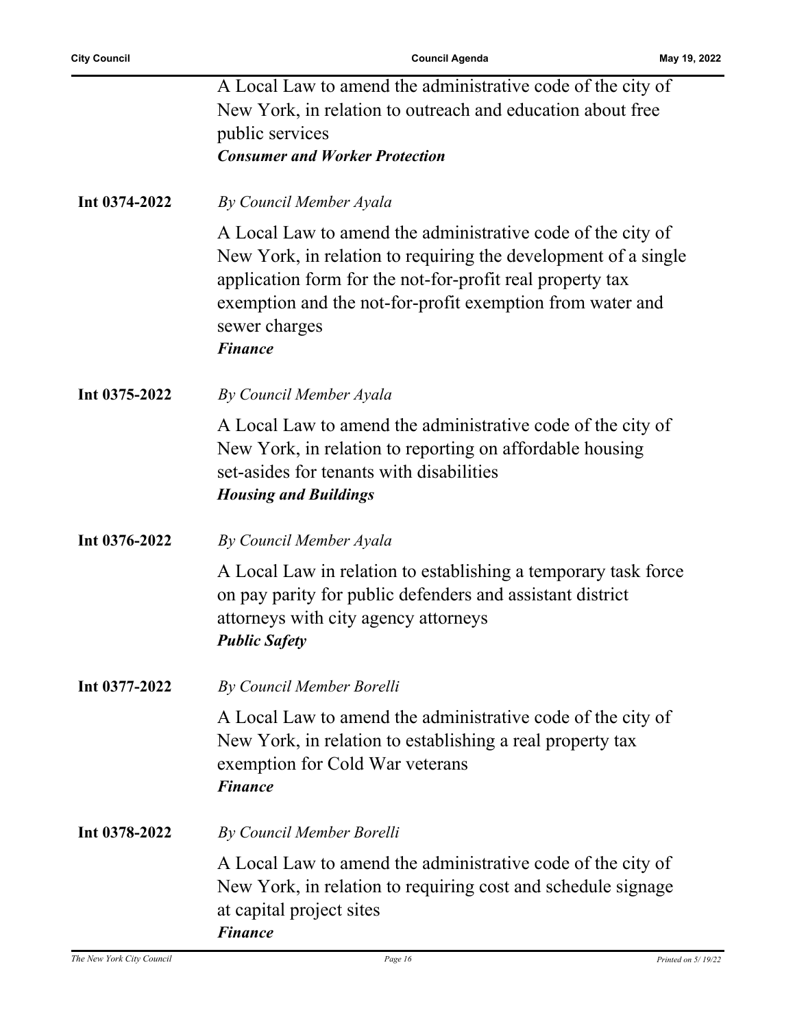A Local Law to amend the administrative code of the city of New York, in relation to outreach and education about free public services

***Consumer and Worker Protection***

**Int 0374-2022** *By Council Member Ayala*

A Local Law to amend the administrative code of the city of New York, in relation to requiring the development of a single application form for the not-for-profit real property tax exemption and the not-for-profit exemption from water and sewer charges

***Finance***

**Int 0375-2022** *By Council Member Ayala*

A Local Law to amend the administrative code of the city of New York, in relation to reporting on affordable housing set-asides for tenants with disabilities

***Housing and Buildings***

**Int 0376-2022** *By Council Member Ayala*

A Local Law in relation to establishing a temporary task force on pay parity for public defenders and assistant district attorneys with city agency attorneys

***Public Safety***

**Int 0377-2022** *By Council Member Borelli*

A Local Law to amend the administrative code of the city of New York, in relation to establishing a real property tax exemption for Cold War veterans

***Finance***

**Int 0378-2022** *By Council Member Borelli*

A Local Law to amend the administrative code of the city of New York, in relation to requiring cost and schedule signage at capital project sites

***Finance***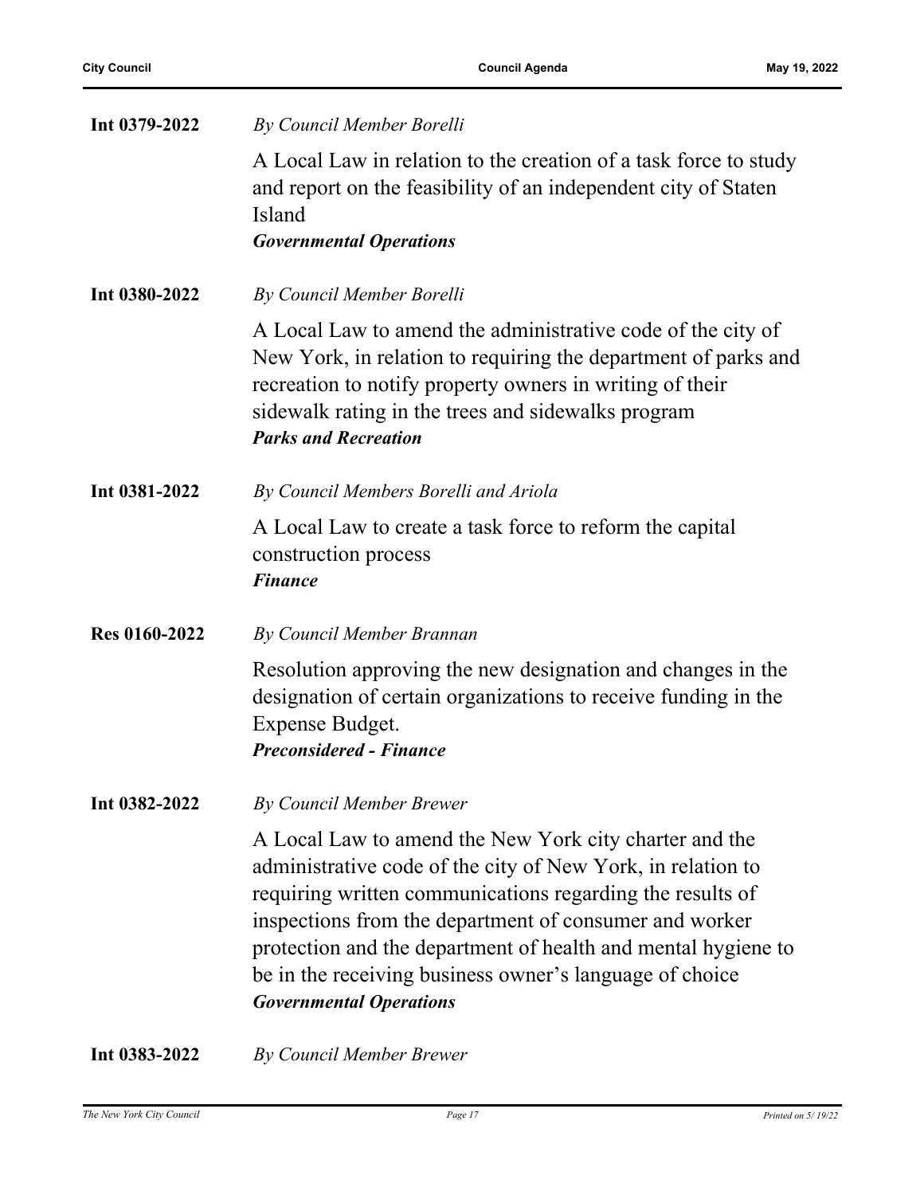**Int 0379-2022** *By Council Member Borelli*

A Local Law in relation to the creation of a task force to study and report on the feasibility of an independent city of Staten Island

***Governmental Operations***

**Int 0380-2022** *By Council Member Borelli*

A Local Law to amend the administrative code of the city of New York, in relation to requiring the department of parks and recreation to notify property owners in writing of their sidewalk rating in the trees and sidewalks program

***Parks and Recreation***

**Int 0381-2022** *By Council Members Borelli and Ariola*

A Local Law to create a task force to reform the capital construction process

***Finance***

**Res 0160-2022** *By Council Member Brannan*

Resolution approving the new designation and changes in the designation of certain organizations to receive funding in the Expense Budget.

***Preconsidered - Finance***

**Int 0382-2022** *By Council Member Brewer*

A Local Law to amend the New York city charter and the administrative code of the city of New York, in relation to requiring written communications regarding the results of inspections from the department of consumer and worker protection and the department of health and mental hygiene to be in the receiving business owner's language of choice

***Governmental Operations***

**Int 0383-2022** *By Council Member Brewer*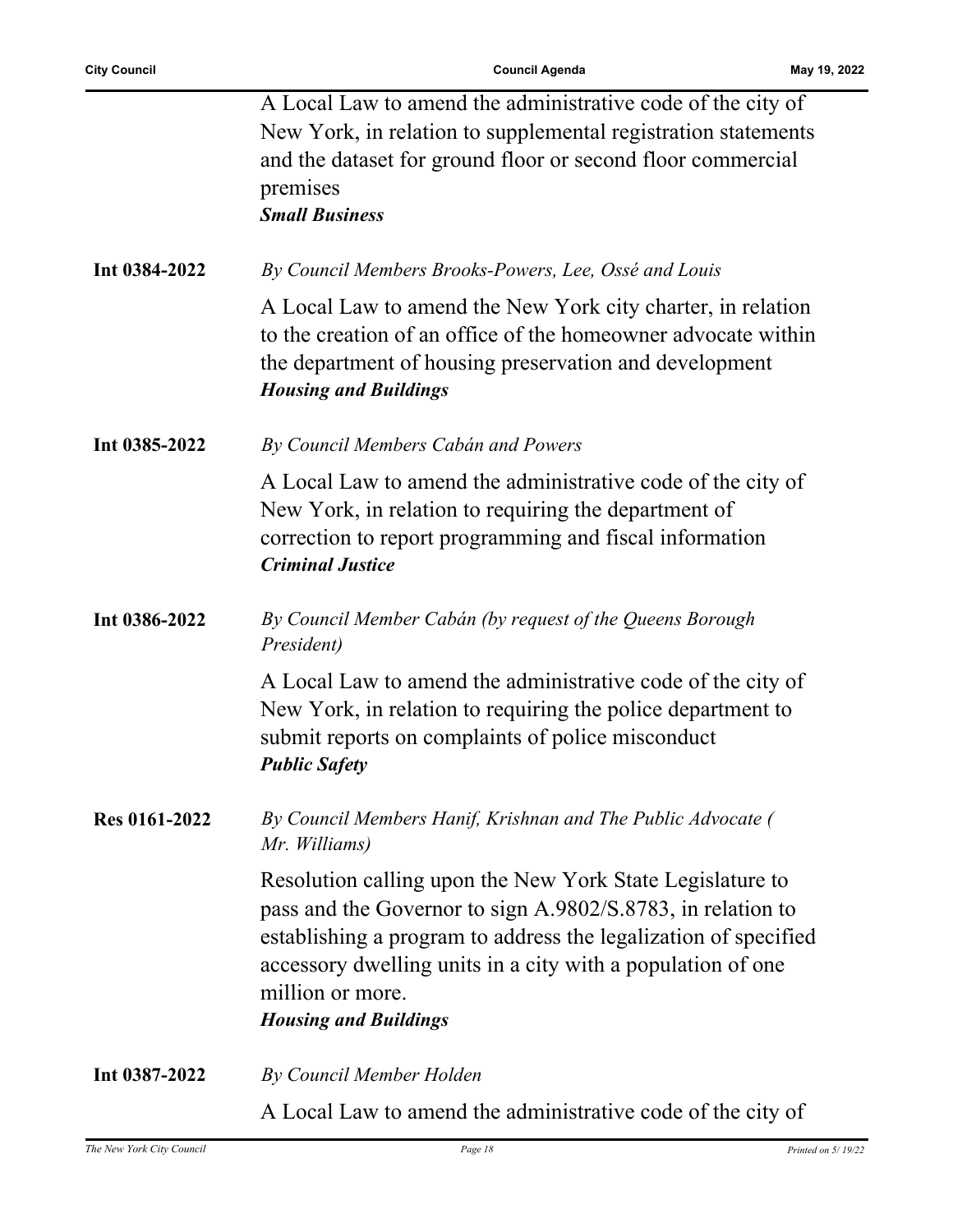A Local Law to amend the administrative code of the city of New York, in relation to supplemental registration statements and the dataset for ground floor or second floor commercial premises

***Small Business***

**Int 0384-2022** *By Council Members Brooks-Powers, Lee, Ossé and Louis*

A Local Law to amend the New York city charter, in relation to the creation of an office of the homeowner advocate within the department of housing preservation and development

***Housing and Buildings***

**Int 0385-2022** *By Council Members Cabán and Powers*

A Local Law to amend the administrative code of the city of New York, in relation to requiring the department of correction to report programming and fiscal information

***Criminal Justice***

**Int 0386-2022** *By Council Member Cabán (by request of the Queens Borough President)*

A Local Law to amend the administrative code of the city of New York, in relation to requiring the police department to submit reports on complaints of police misconduct

***Public Safety***

**Res 0161-2022** *By Council Members Hanif, Krishnan and The Public Advocate ( Mr. Williams)*

Resolution calling upon the New York State Legislature to pass and the Governor to sign A.9802/S.8783, in relation to establishing a program to address the legalization of specified accessory dwelling units in a city with a population of one million or more.

***Housing and Buildings***

**Int 0387-2022** *By Council Member Holden*

A Local Law to amend the administrative code of the city of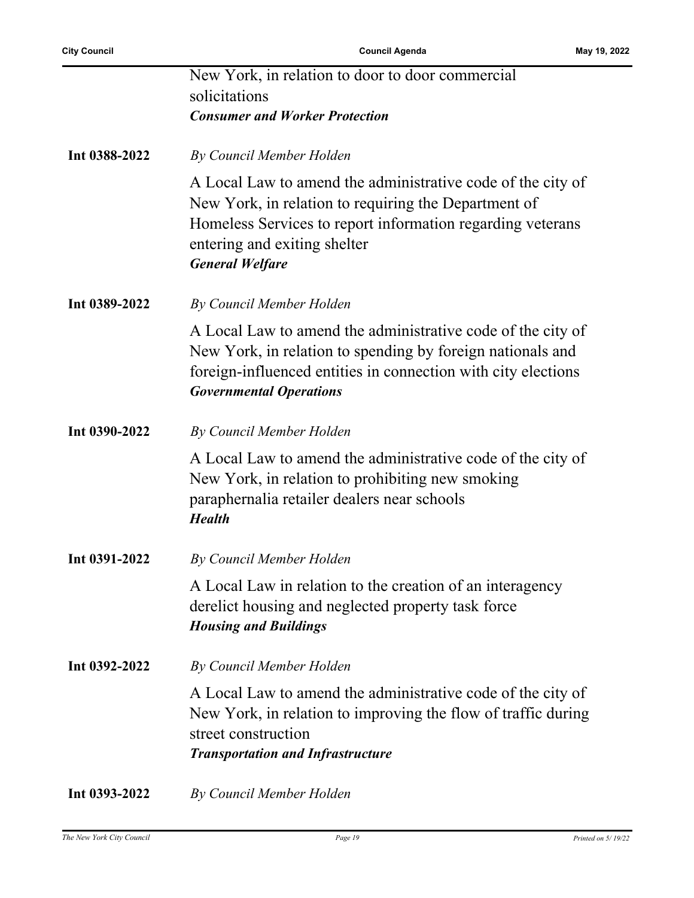New York, in relation to door to door commercial solicitations
***Consumer and Worker Protection***

**Int 0388-2022** *By Council Member Holden*

A Local Law to amend the administrative code of the city of New York, in relation to requiring the Department of Homeless Services to report information regarding veterans entering and exiting shelter
***General Welfare***

**Int 0389-2022** *By Council Member Holden*

A Local Law to amend the administrative code of the city of New York, in relation to spending by foreign nationals and foreign-influenced entities in connection with city elections
***Governmental Operations***

**Int 0390-2022** *By Council Member Holden*

A Local Law to amend the administrative code of the city of New York, in relation to prohibiting new smoking paraphernalia retailer dealers near schools
***Health***

**Int 0391-2022** *By Council Member Holden*

A Local Law in relation to the creation of an interagency derelict housing and neglected property task force
***Housing and Buildings***

**Int 0392-2022** *By Council Member Holden*

A Local Law to amend the administrative code of the city of New York, in relation to improving the flow of traffic during street construction
***Transportation and Infrastructure***

**Int 0393-2022** *By Council Member Holden*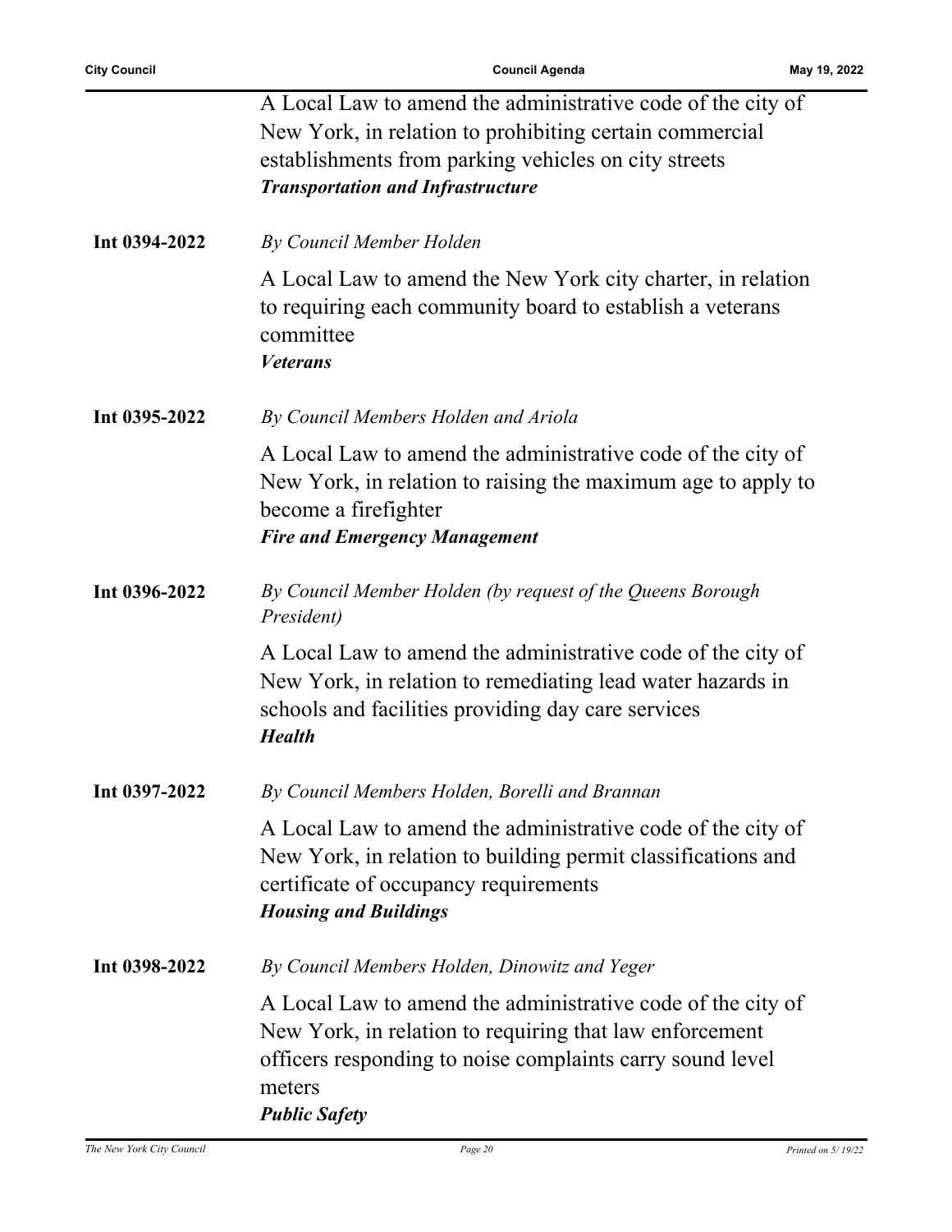A Local Law to amend the administrative code of the city of New York, in relation to prohibiting certain commercial establishments from parking vehicles on city streets
***Transportation and Infrastructure***

**Int 0394-2022** *By Council Member Holden*

A Local Law to amend the New York city charter, in relation to requiring each community board to establish a veterans committee
***Veterans***

**Int 0395-2022** *By Council Members Holden and Ariola*

A Local Law to amend the administrative code of the city of New York, in relation to raising the maximum age to apply to become a firefighter
***Fire and Emergency Management***

**Int 0396-2022** *By Council Member Holden (by request of the Queens Borough President)*

A Local Law to amend the administrative code of the city of New York, in relation to remediating lead water hazards in schools and facilities providing day care services
***Health***

**Int 0397-2022** *By Council Members Holden, Borelli and Brannan*

A Local Law to amend the administrative code of the city of New York, in relation to building permit classifications and certificate of occupancy requirements
***Housing and Buildings***

**Int 0398-2022** *By Council Members Holden, Dinowitz and Yeger*

A Local Law to amend the administrative code of the city of New York, in relation to requiring that law enforcement officers responding to noise complaints carry sound level meters
***Public Safety***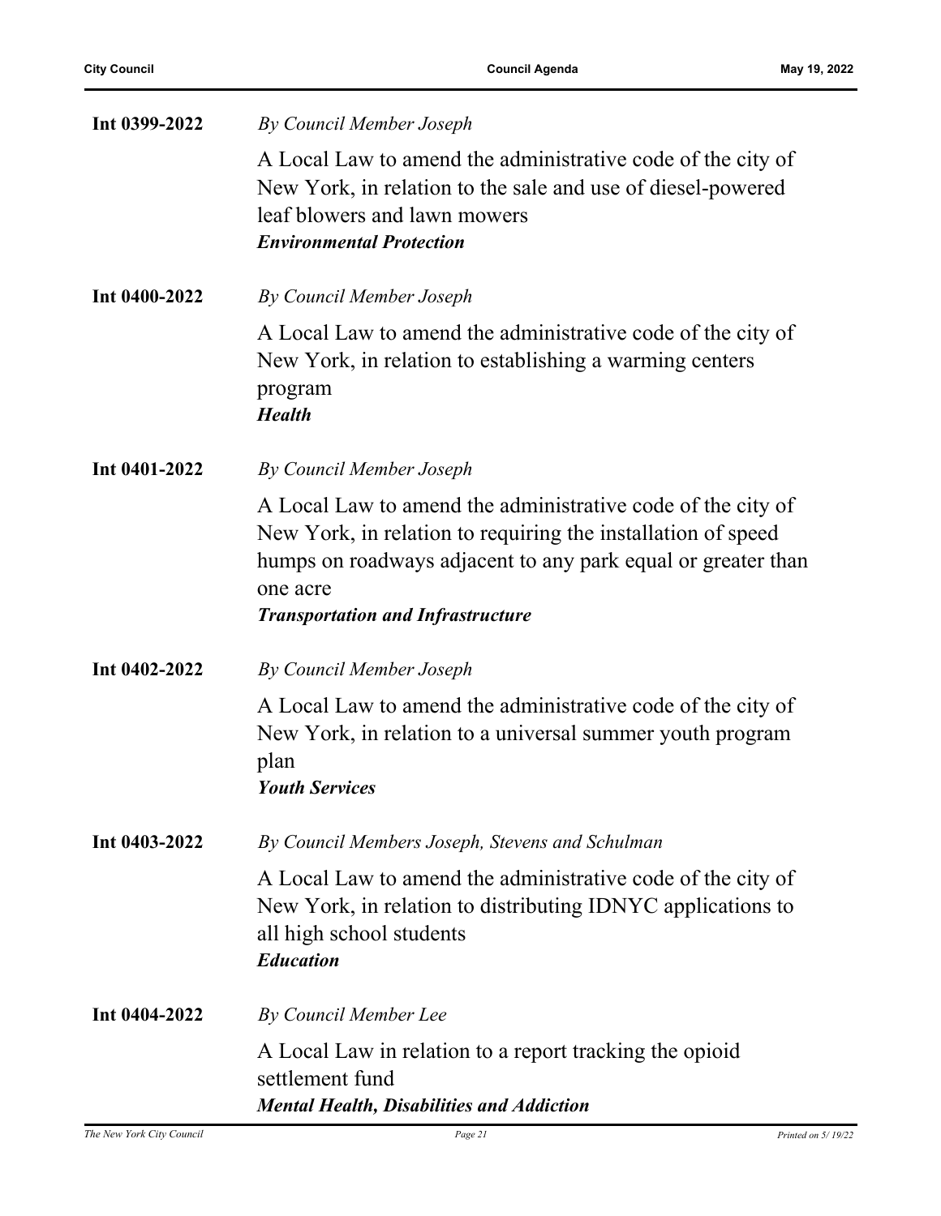**Int 0399-2022** *By Council Member Joseph*

A Local Law to amend the administrative code of the city of New York, in relation to the sale and use of diesel-powered leaf blowers and lawn mowers
***Environmental Protection***

**Int 0400-2022** *By Council Member Joseph*

A Local Law to amend the administrative code of the city of New York, in relation to establishing a warming centers program
***Health***

**Int 0401-2022** *By Council Member Joseph*

A Local Law to amend the administrative code of the city of New York, in relation to requiring the installation of speed humps on roadways adjacent to any park equal or greater than one acre
***Transportation and Infrastructure***

**Int 0402-2022** *By Council Member Joseph*

A Local Law to amend the administrative code of the city of New York, in relation to a universal summer youth program plan
***Youth Services***

**Int 0403-2022** *By Council Members Joseph, Stevens and Schulman*

A Local Law to amend the administrative code of the city of New York, in relation to distributing IDNYC applications to all high school students
***Education***

**Int 0404-2022** *By Council Member Lee*

A Local Law in relation to a report tracking the opioid settlement fund
***Mental Health, Disabilities and Addiction***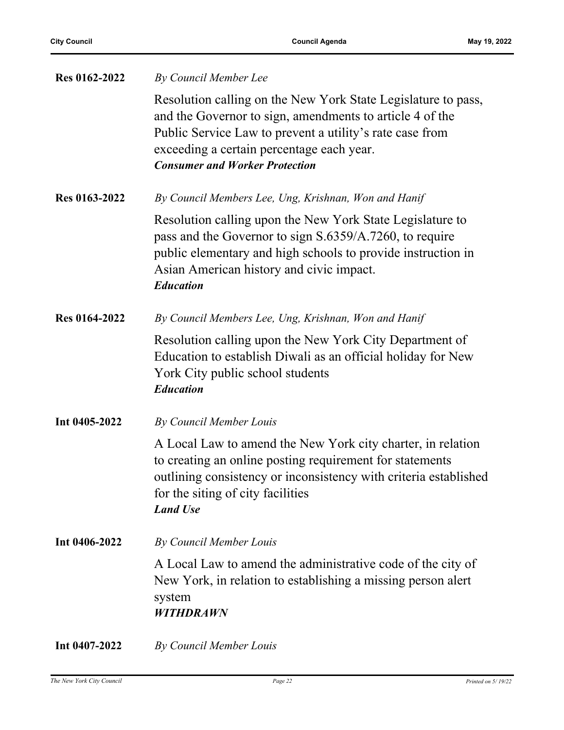**Res 0162-2022** *By Council Member Lee*

Resolution calling on the New York State Legislature to pass, and the Governor to sign, amendments to article 4 of the Public Service Law to prevent a utility's rate case from exceeding a certain percentage each year.
***Consumer and Worker Protection***

**Res 0163-2022** *By Council Members Lee, Ung, Krishnan, Won and Hanif*

Resolution calling upon the New York State Legislature to pass and the Governor to sign S.6359/A.7260, to require public elementary and high schools to provide instruction in Asian American history and civic impact.
***Education***

**Res 0164-2022** *By Council Members Lee, Ung, Krishnan, Won and Hanif*

Resolution calling upon the New York City Department of Education to establish Diwali as an official holiday for New York City public school students
***Education***

**Int 0405-2022** *By Council Member Louis*

A Local Law to amend the New York city charter, in relation to creating an online posting requirement for statements outlining consistency or inconsistency with criteria established for the siting of city facilities
***Land Use***

**Int 0406-2022** *By Council Member Louis*

A Local Law to amend the administrative code of the city of New York, in relation to establishing a missing person alert system
***WITHDRAWN***

**Int 0407-2022** *By Council Member Louis*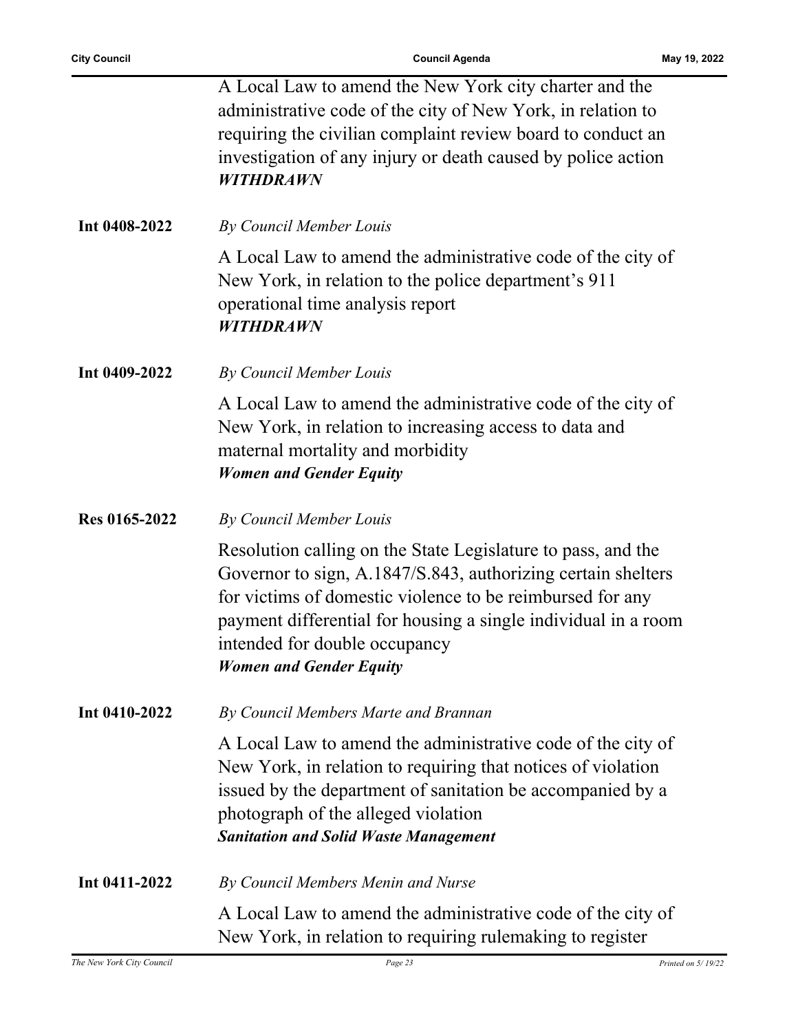A Local Law to amend the New York city charter and the administrative code of the city of New York, in relation to requiring the civilian complaint review board to conduct an investigation of any injury or death caused by police action
***WITHDRAWN***

**Int 0408-2022** *By Council Member Louis*

A Local Law to amend the administrative code of the city of New York, in relation to the police department's 911 operational time analysis report
***WITHDRAWN***

**Int 0409-2022** *By Council Member Louis*

A Local Law to amend the administrative code of the city of New York, in relation to increasing access to data and maternal mortality and morbidity
***Women and Gender Equity***

**Res 0165-2022** *By Council Member Louis*

Resolution calling on the State Legislature to pass, and the Governor to sign, A.1847/S.843, authorizing certain shelters for victims of domestic violence to be reimbursed for any payment differential for housing a single individual in a room intended for double occupancy
***Women and Gender Equity***

**Int 0410-2022** *By Council Members Marte and Brannan*

A Local Law to amend the administrative code of the city of New York, in relation to requiring that notices of violation issued by the department of sanitation be accompanied by a photograph of the alleged violation
***Sanitation and Solid Waste Management***

**Int 0411-2022** *By Council Members Menin and Nurse*

A Local Law to amend the administrative code of the city of New York, in relation to requiring rulemaking to register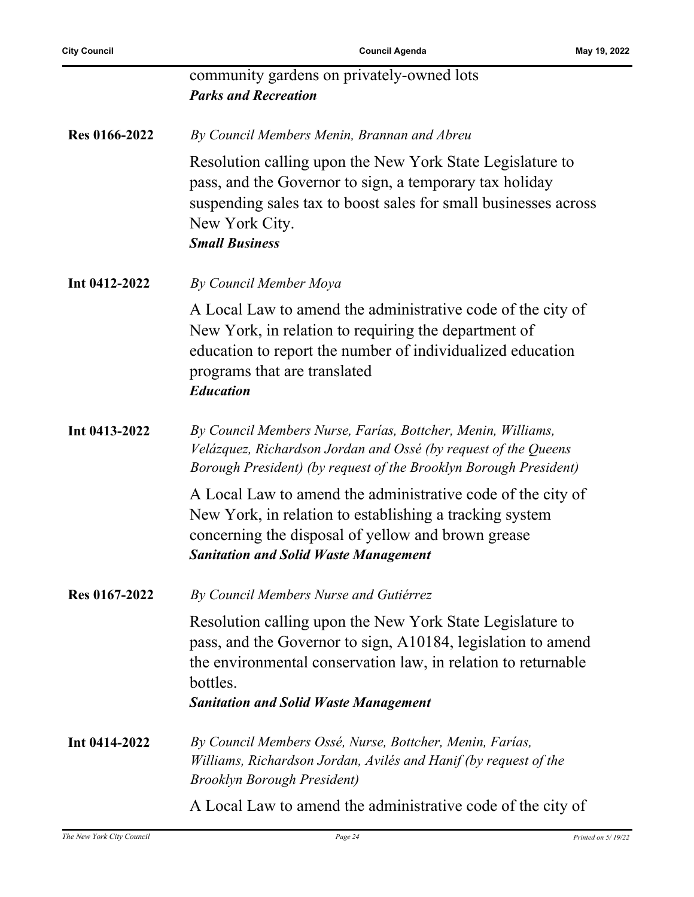community gardens on privately-owned lots
***Parks and Recreation***

**Res 0166-2022**

*By Council Members Menin, Brannan and Abreu*

Resolution calling upon the New York State Legislature to pass, and the Governor to sign, a temporary tax holiday suspending sales tax to boost sales for small businesses across New York City.
***Small Business***

**Int 0412-2022**

*By Council Member Moya*

A Local Law to amend the administrative code of the city of New York, in relation to requiring the department of education to report the number of individualized education programs that are translated
***Education***

**Int 0413-2022**

*By Council Members Nurse, Farías, Bottcher, Menin, Williams, Velázquez, Richardson Jordan and Ossé (by request of the Queens Borough President) (by request of the Brooklyn Borough President)*

A Local Law to amend the administrative code of the city of New York, in relation to establishing a tracking system concerning the disposal of yellow and brown grease
***Sanitation and Solid Waste Management***

**Res 0167-2022**

*By Council Members Nurse and Gutiérrez*

Resolution calling upon the New York State Legislature to pass, and the Governor to sign, A10184, legislation to amend the environmental conservation law, in relation to returnable bottles.
***Sanitation and Solid Waste Management***

**Int 0414-2022**

*By Council Members Ossé, Nurse, Bottcher, Menin, Farías, Williams, Richardson Jordan, Avilés and Hanif (by request of the Brooklyn Borough President)*

A Local Law to amend the administrative code of the city of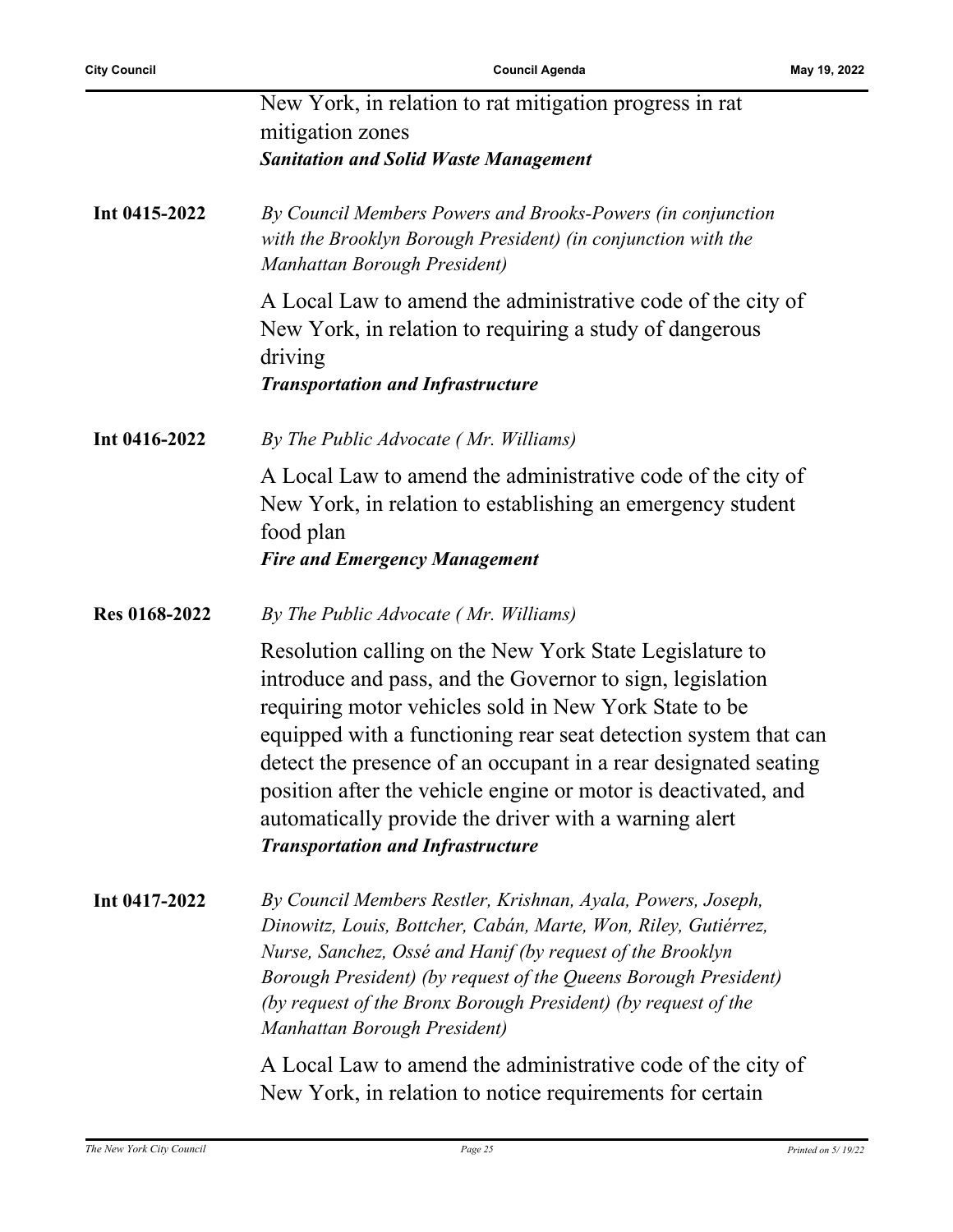New York, in relation to rat mitigation progress in rat mitigation zones

***Sanitation and Solid Waste Management***

**Int 0415-2022** *By Council Members Powers and Brooks-Powers (in conjunction with the Brooklyn Borough President) (in conjunction with the Manhattan Borough President)*

A Local Law to amend the administrative code of the city of New York, in relation to requiring a study of dangerous driving

***Transportation and Infrastructure***

**Int 0416-2022** *By The Public Advocate ( Mr. Williams)*

A Local Law to amend the administrative code of the city of New York, in relation to establishing an emergency student food plan

***Fire and Emergency Management***

**Res 0168-2022** *By The Public Advocate ( Mr. Williams)*

Resolution calling on the New York State Legislature to introduce and pass, and the Governor to sign, legislation requiring motor vehicles sold in New York State to be equipped with a functioning rear seat detection system that can detect the presence of an occupant in a rear designated seating position after the vehicle engine or motor is deactivated, and automatically provide the driver with a warning alert

***Transportation and Infrastructure***

**Int 0417-2022** *By Council Members Restler, Krishnan, Ayala, Powers, Joseph, Dinowitz, Louis, Bottcher, Cabán, Marte, Won, Riley, Gutiérrez, Nurse, Sanchez, Ossé and Hanif (by request of the Brooklyn Borough President) (by request of the Queens Borough President) (by request of the Bronx Borough President) (by request of the Manhattan Borough President)*

A Local Law to amend the administrative code of the city of New York, in relation to notice requirements for certain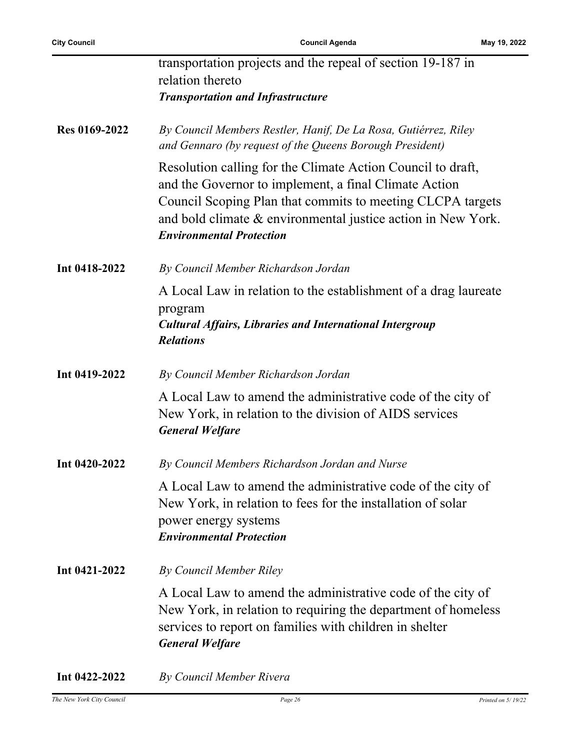transportation projects and the repeal of section 19-187 in relation thereto
***Transportation and Infrastructure***

**Res 0169-2022**

*By Council Members Restler, Hanif, De La Rosa, Gutiérrez, Riley and Gennaro (by request of the Queens Borough President)*

Resolution calling for the Climate Action Council to draft, and the Governor to implement, a final Climate Action Council Scoping Plan that commits to meeting CLCPA targets and bold climate & environmental justice action in New York.
***Environmental Protection***

**Int 0418-2022**

*By Council Member Richardson Jordan*

A Local Law in relation to the establishment of a drag laureate program
***Cultural Affairs, Libraries and International Intergroup Relations***

**Int 0419-2022**

*By Council Member Richardson Jordan*

A Local Law to amend the administrative code of the city of New York, in relation to the division of AIDS services
***General Welfare***

**Int 0420-2022**

*By Council Members Richardson Jordan and Nurse*

A Local Law to amend the administrative code of the city of New York, in relation to fees for the installation of solar power energy systems
***Environmental Protection***

**Int 0421-2022**

*By Council Member Riley*

A Local Law to amend the administrative code of the city of New York, in relation to requiring the department of homeless services to report on families with children in shelter
***General Welfare***

**Int 0422-2022**

*By Council Member Rivera*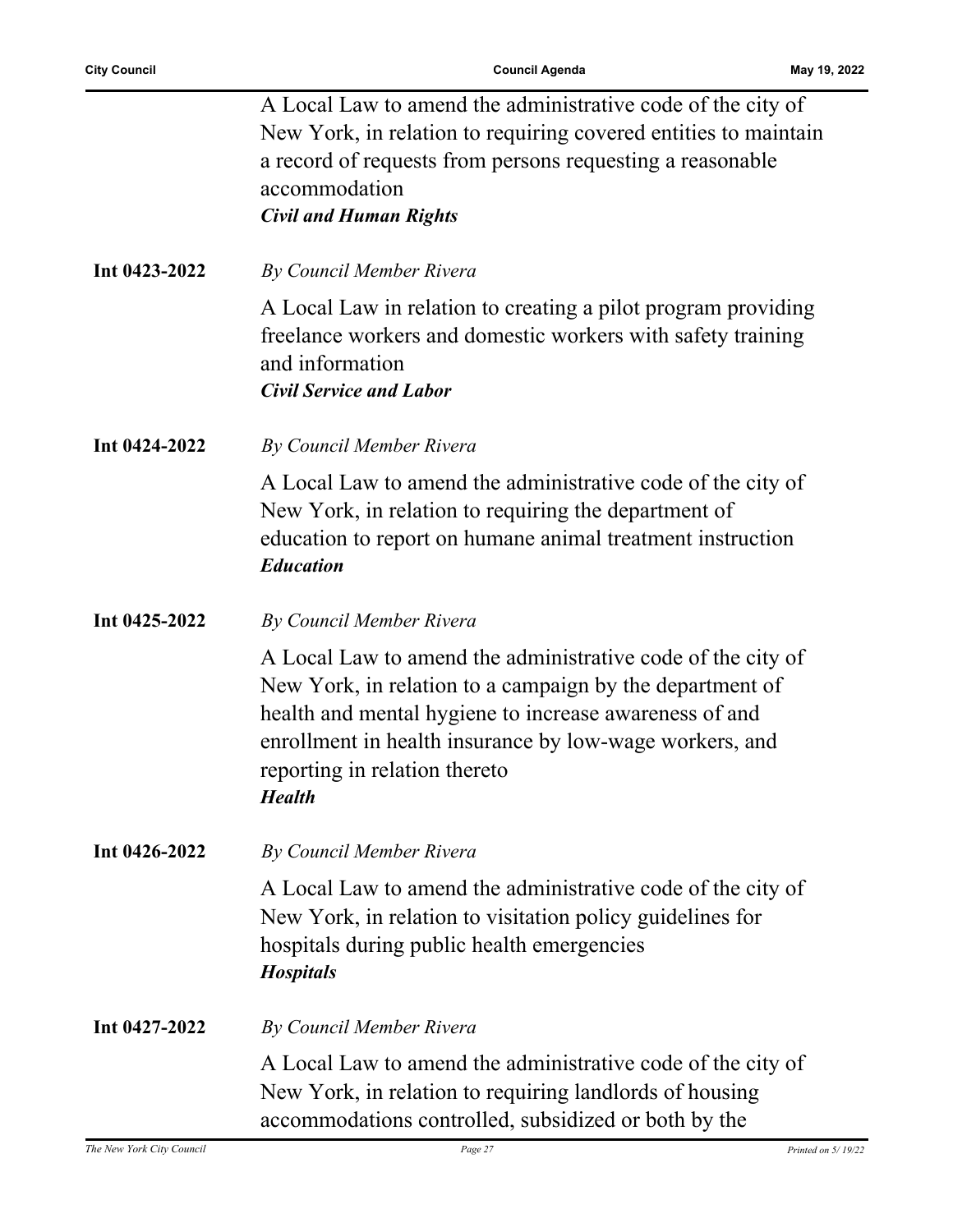A Local Law to amend the administrative code of the city of New York, in relation to requiring covered entities to maintain a record of requests from persons requesting a reasonable accommodation
***Civil and Human Rights***

**Int 0423-2022** *By Council Member Rivera*

A Local Law in relation to creating a pilot program providing freelance workers and domestic workers with safety training and information
***Civil Service and Labor***

**Int 0424-2022** *By Council Member Rivera*

A Local Law to amend the administrative code of the city of New York, in relation to requiring the department of education to report on humane animal treatment instruction
***Education***

**Int 0425-2022** *By Council Member Rivera*

A Local Law to amend the administrative code of the city of New York, in relation to a campaign by the department of health and mental hygiene to increase awareness of and enrollment in health insurance by low-wage workers, and reporting in relation thereto
***Health***

**Int 0426-2022** *By Council Member Rivera*

A Local Law to amend the administrative code of the city of New York, in relation to visitation policy guidelines for hospitals during public health emergencies
***Hospitals***

**Int 0427-2022** *By Council Member Rivera*

A Local Law to amend the administrative code of the city of New York, in relation to requiring landlords of housing accommodations controlled, subsidized or both by the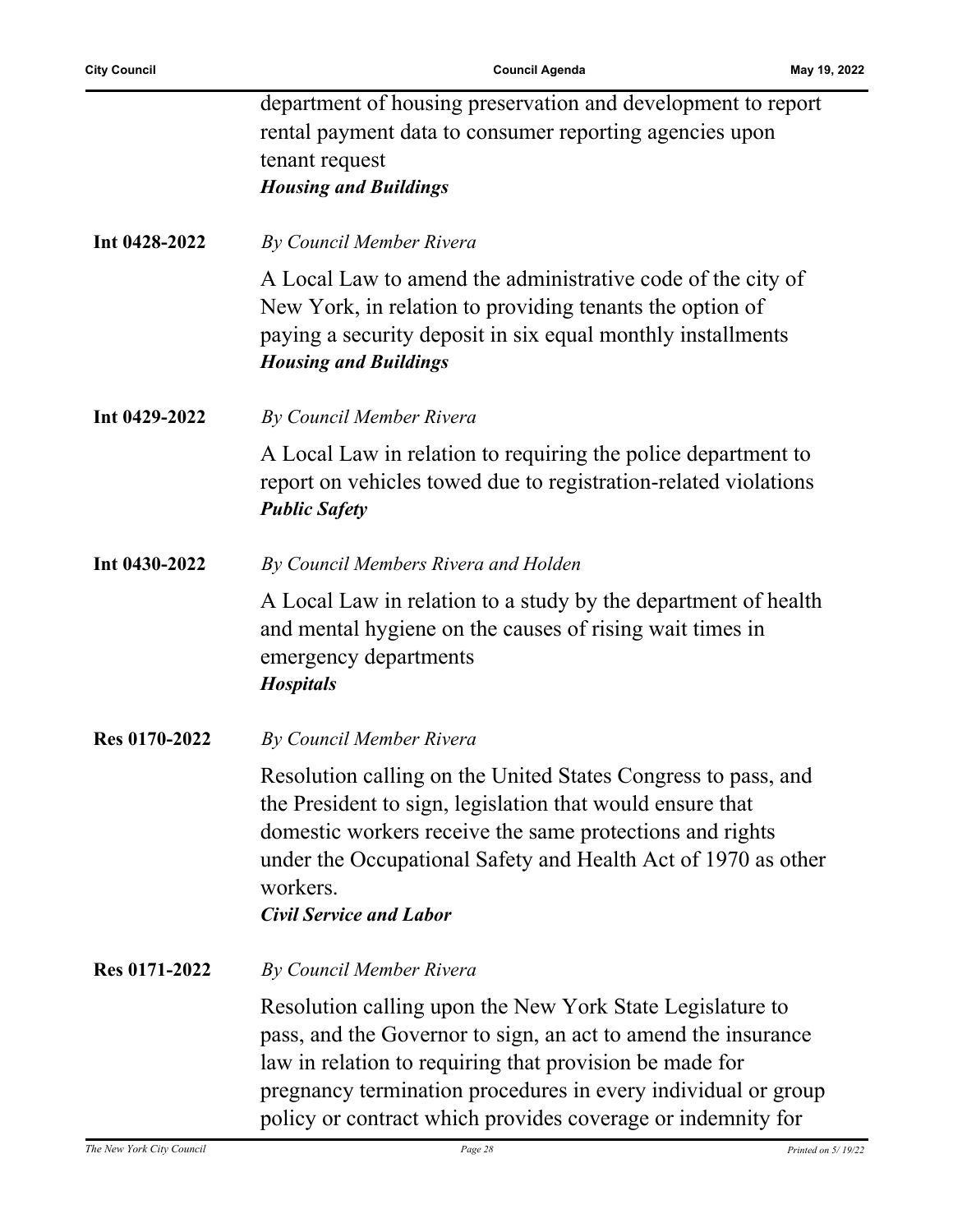department of housing preservation and development to report rental payment data to consumer reporting agencies upon tenant request
***Housing and Buildings***

**Int 0428-2022** *By Council Member Rivera*

A Local Law to amend the administrative code of the city of New York, in relation to providing tenants the option of paying a security deposit in six equal monthly installments
***Housing and Buildings***

**Int 0429-2022** *By Council Member Rivera*

A Local Law in relation to requiring the police department to report on vehicles towed due to registration-related violations
***Public Safety***

**Int 0430-2022** *By Council Members Rivera and Holden*

A Local Law in relation to a study by the department of health and mental hygiene on the causes of rising wait times in emergency departments
***Hospitals***

**Res 0170-2022** *By Council Member Rivera*

Resolution calling on the United States Congress to pass, and the President to sign, legislation that would ensure that domestic workers receive the same protections and rights under the Occupational Safety and Health Act of 1970 as other workers.
***Civil Service and Labor***

**Res 0171-2022** *By Council Member Rivera*

Resolution calling upon the New York State Legislature to pass, and the Governor to sign, an act to amend the insurance law in relation to requiring that provision be made for pregnancy termination procedures in every individual or group policy or contract which provides coverage or indemnity for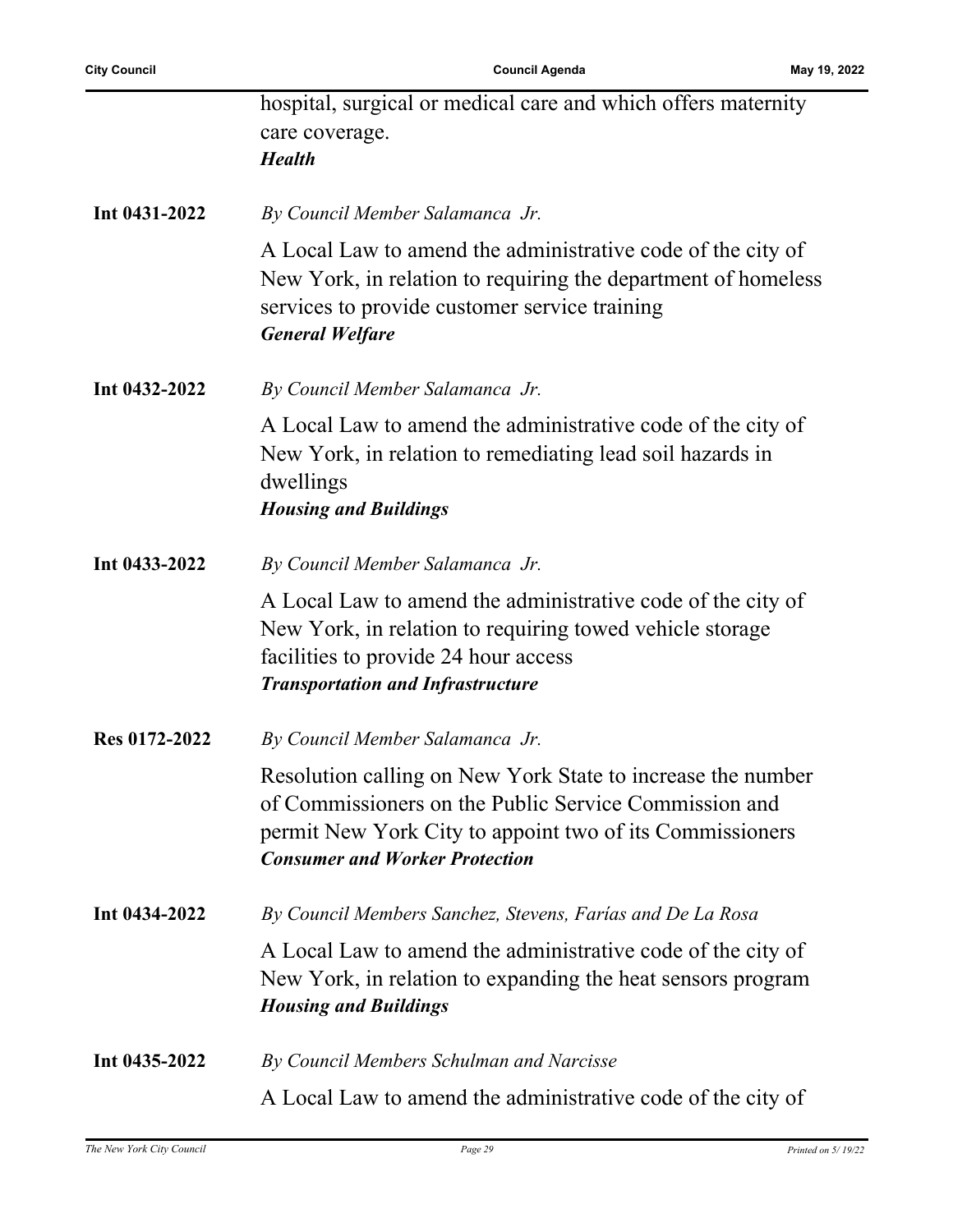hospital, surgical or medical care and which offers maternity care coverage.
***Health***

**Int 0431-2022** *By Council Member Salamanca Jr.*

A Local Law to amend the administrative code of the city of New York, in relation to requiring the department of homeless services to provide customer service training
***General Welfare***

**Int 0432-2022** *By Council Member Salamanca Jr.*

A Local Law to amend the administrative code of the city of New York, in relation to remediating lead soil hazards in dwellings
***Housing and Buildings***

**Int 0433-2022** *By Council Member Salamanca Jr.*

A Local Law to amend the administrative code of the city of New York, in relation to requiring towed vehicle storage facilities to provide 24 hour access
***Transportation and Infrastructure***

**Res 0172-2022** *By Council Member Salamanca Jr.*

Resolution calling on New York State to increase the number of Commissioners on the Public Service Commission and permit New York City to appoint two of its Commissioners
***Consumer and Worker Protection***

**Int 0434-2022** *By Council Members Sanchez, Stevens, Farías and De La Rosa*

A Local Law to amend the administrative code of the city of New York, in relation to expanding the heat sensors program
***Housing and Buildings***

**Int 0435-2022** *By Council Members Schulman and Narcisse*

A Local Law to amend the administrative code of the city of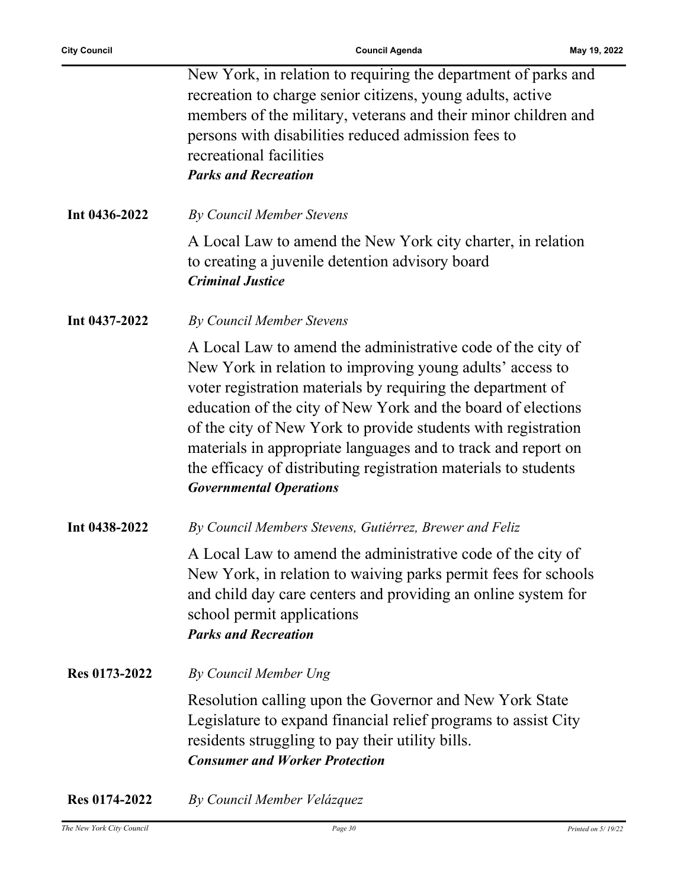New York, in relation to requiring the department of parks and recreation to charge senior citizens, young adults, active members of the military, veterans and their minor children and persons with disabilities reduced admission fees to recreational facilities
***Parks and Recreation***

**Int 0436-2022** *By Council Member Stevens*

A Local Law to amend the New York city charter, in relation to creating a juvenile detention advisory board
***Criminal Justice***

**Int 0437-2022** *By Council Member Stevens*

A Local Law to amend the administrative code of the city of New York in relation to improving young adults' access to voter registration materials by requiring the department of education of the city of New York and the board of elections of the city of New York to provide students with registration materials in appropriate languages and to track and report on the efficacy of distributing registration materials to students
***Governmental Operations***

**Int 0438-2022** *By Council Members Stevens, Gutiérrez, Brewer and Feliz*

A Local Law to amend the administrative code of the city of New York, in relation to waiving parks permit fees for schools and child day care centers and providing an online system for school permit applications
***Parks and Recreation***

**Res 0173-2022** *By Council Member Ung*

Resolution calling upon the Governor and New York State Legislature to expand financial relief programs to assist City residents struggling to pay their utility bills.
***Consumer and Worker Protection***

**Res 0174-2022** *By Council Member Velázquez*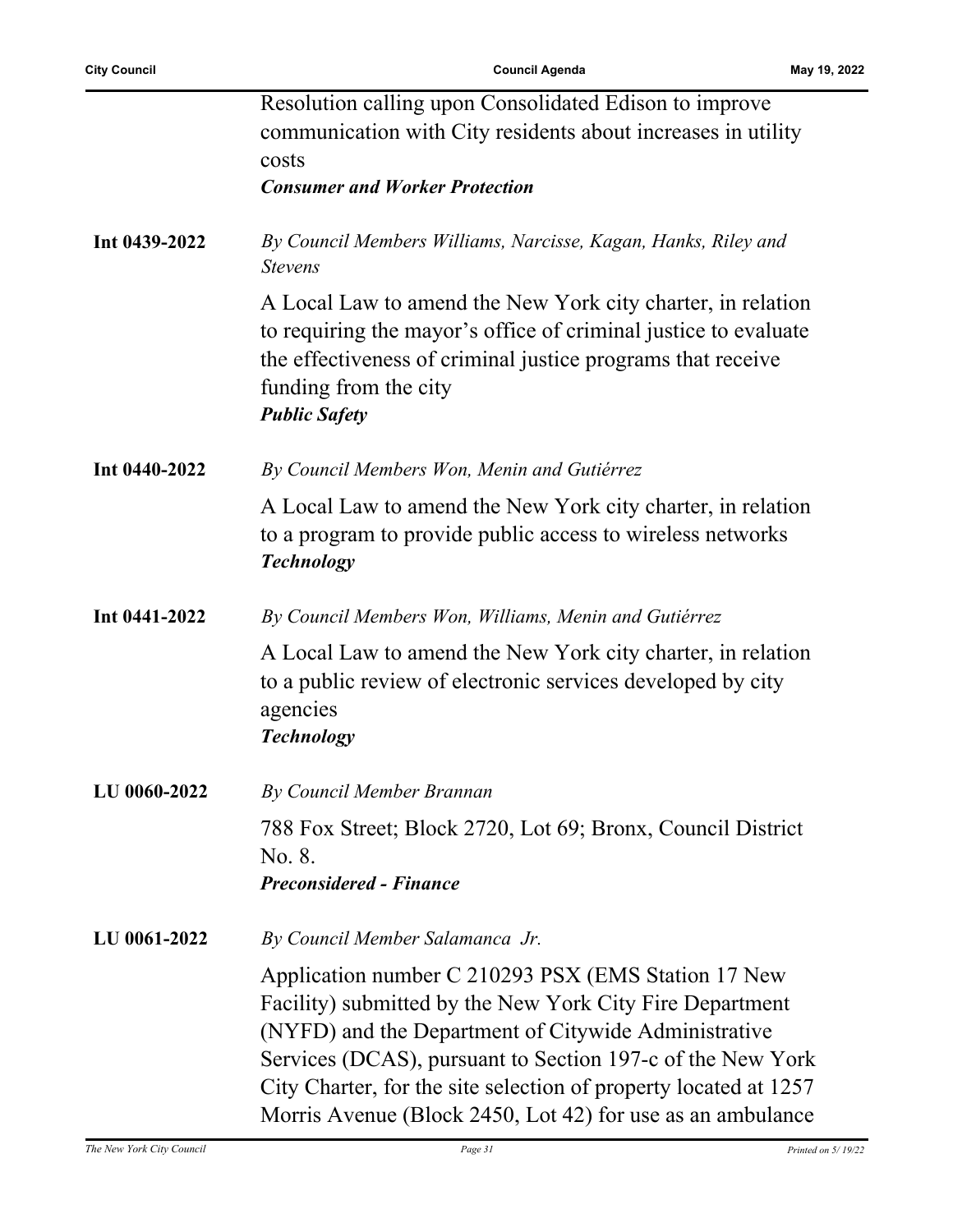Resolution calling upon Consolidated Edison to improve communication with City residents about increases in utility costs

***Consumer and Worker Protection***

**Int 0439-2022** *By Council Members Williams, Narcisse, Kagan, Hanks, Riley and Stevens*

A Local Law to amend the New York city charter, in relation to requiring the mayor's office of criminal justice to evaluate the effectiveness of criminal justice programs that receive funding from the city

***Public Safety***

**Int 0440-2022** *By Council Members Won, Menin and Gutiérrez*

A Local Law to amend the New York city charter, in relation to a program to provide public access to wireless networks

***Technology***

**Int 0441-2022** *By Council Members Won, Williams, Menin and Gutiérrez*

A Local Law to amend the New York city charter, in relation to a public review of electronic services developed by city agencies

***Technology***

**LU 0060-2022** *By Council Member Brannan*

788 Fox Street; Block 2720, Lot 69; Bronx, Council District No. 8.

***Preconsidered - Finance***

**LU 0061-2022** *By Council Member Salamanca Jr.*

Application number C 210293 PSX (EMS Station 17 New Facility) submitted by the New York City Fire Department (NYFD) and the Department of Citywide Administrative Services (DCAS), pursuant to Section 197-c of the New York City Charter, for the site selection of property located at 1257 Morris Avenue (Block 2450, Lot 42) for use as an ambulance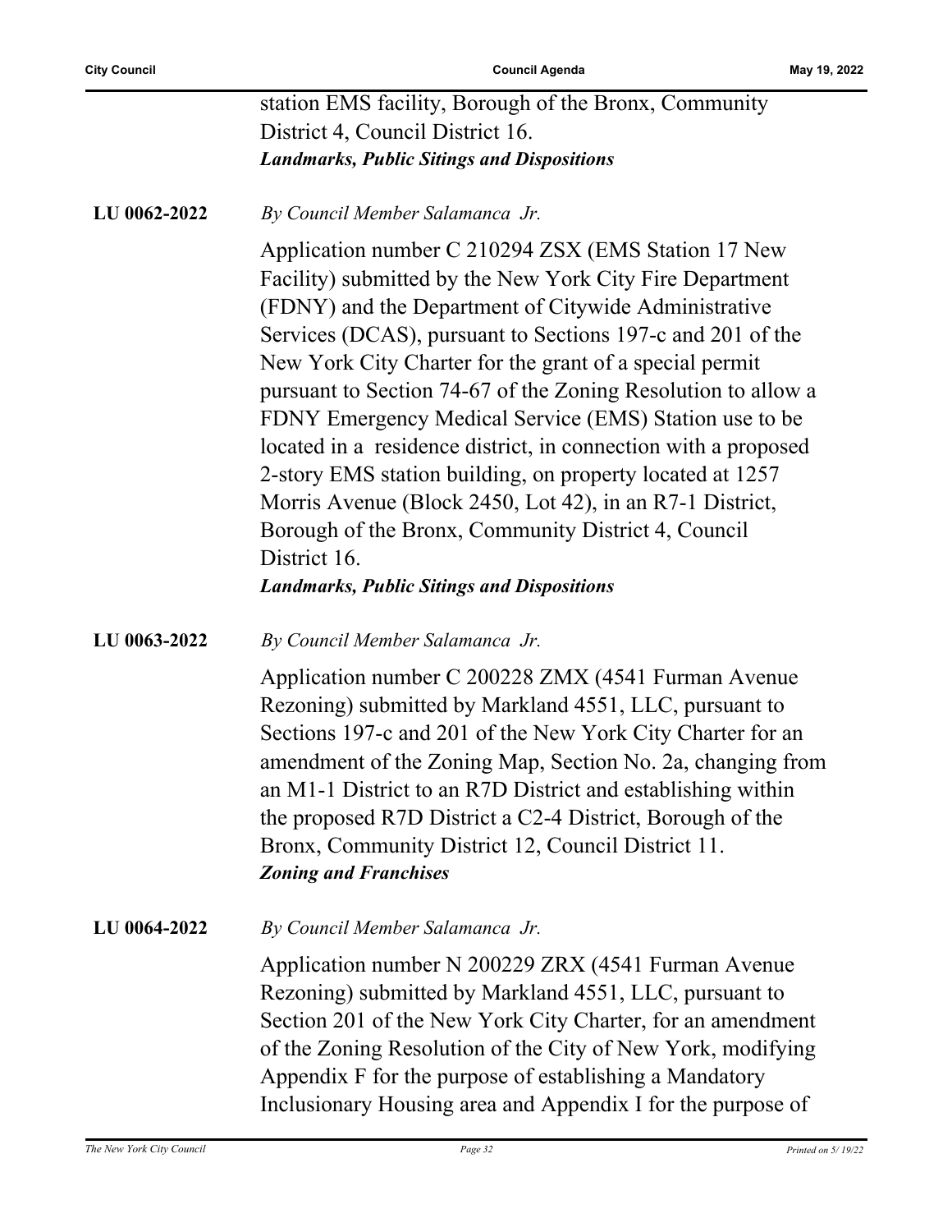station EMS facility, Borough of the Bronx, Community District 4, Council District 16.

***Landmarks, Public Sitings and Dispositions***

**LU 0062-2022**

*By Council Member Salamanca Jr.*

Application number C 210294 ZSX (EMS Station 17 New Facility) submitted by the New York City Fire Department (FDNY) and the Department of Citywide Administrative Services (DCAS), pursuant to Sections 197-c and 201 of the New York City Charter for the grant of a special permit pursuant to Section 74-67 of the Zoning Resolution to allow a FDNY Emergency Medical Service (EMS) Station use to be located in a residence district, in connection with a proposed 2-story EMS station building, on property located at 1257 Morris Avenue (Block 2450, Lot 42), in an R7-1 District, Borough of the Bronx, Community District 4, Council District 16.

***Landmarks, Public Sitings and Dispositions***

**LU 0063-2022**

*By Council Member Salamanca Jr.*

Application number C 200228 ZMX (4541 Furman Avenue Rezoning) submitted by Markland 4551, LLC, pursuant to Sections 197-c and 201 of the New York City Charter for an amendment of the Zoning Map, Section No. 2a, changing from an M1-1 District to an R7D District and establishing within the proposed R7D District a C2-4 District, Borough of the Bronx, Community District 12, Council District 11.

***Zoning and Franchises***

**LU 0064-2022**

*By Council Member Salamanca Jr.*

Application number N 200229 ZRX (4541 Furman Avenue Rezoning) submitted by Markland 4551, LLC, pursuant to Section 201 of the New York City Charter, for an amendment of the Zoning Resolution of the City of New York, modifying Appendix F for the purpose of establishing a Mandatory Inclusionary Housing area and Appendix I for the purpose of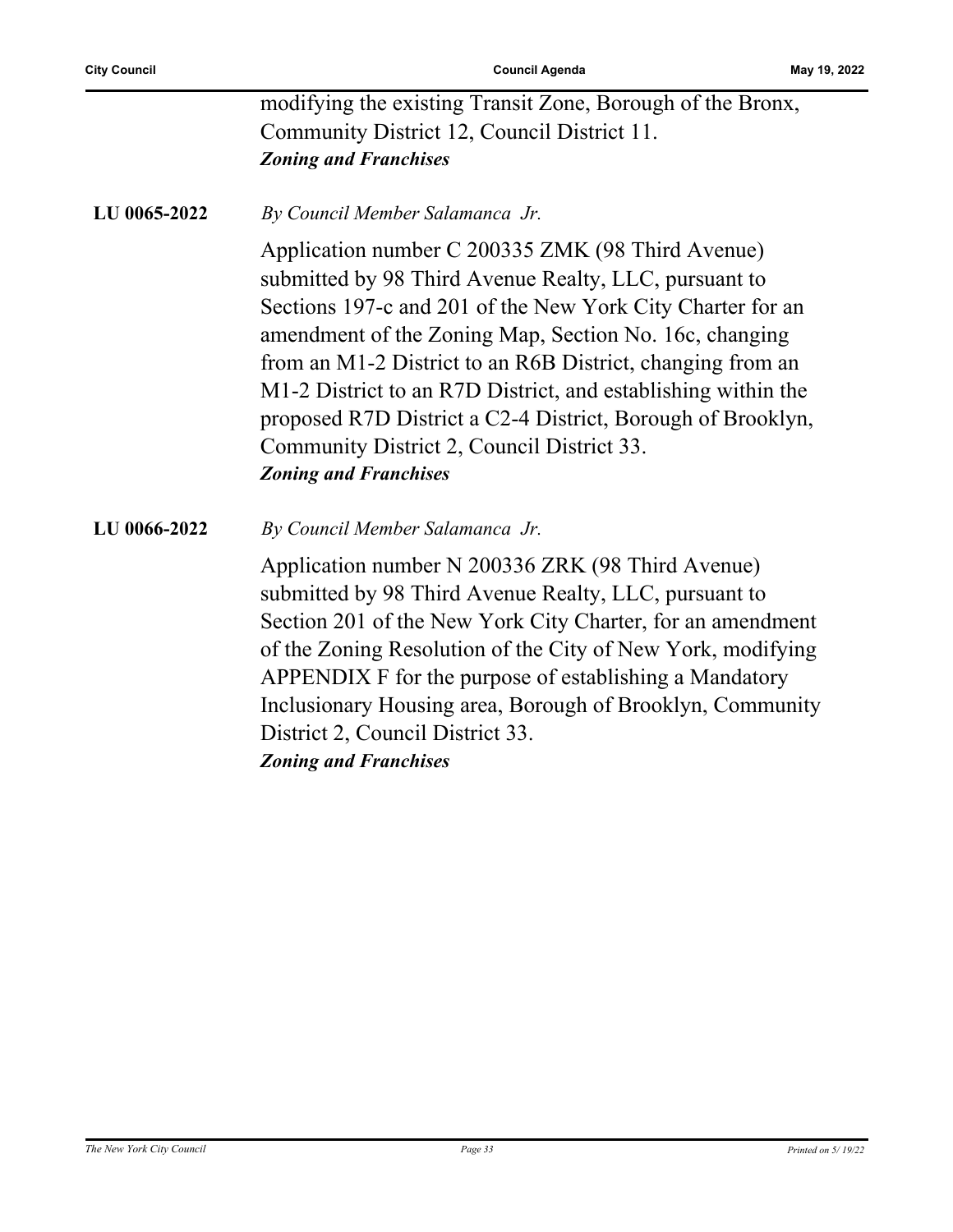modifying the existing Transit Zone, Borough of the Bronx, Community District 12, Council District 11.
***Zoning and Franchises***

**LU 0065-2022** *By Council Member Salamanca Jr.*

Application number C 200335 ZMK (98 Third Avenue) submitted by 98 Third Avenue Realty, LLC, pursuant to Sections 197-c and 201 of the New York City Charter for an amendment of the Zoning Map, Section No. 16c, changing from an M1-2 District to an R6B District, changing from an M1-2 District to an R7D District, and establishing within the proposed R7D District a C2-4 District, Borough of Brooklyn, Community District 2, Council District 33.
***Zoning and Franchises***

**LU 0066-2022** *By Council Member Salamanca Jr.*

Application number N 200336 ZRK (98 Third Avenue) submitted by 98 Third Avenue Realty, LLC, pursuant to Section 201 of the New York City Charter, for an amendment of the Zoning Resolution of the City of New York, modifying APPENDIX F for the purpose of establishing a Mandatory Inclusionary Housing area, Borough of Brooklyn, Community District 2, Council District 33.
***Zoning and Franchises***